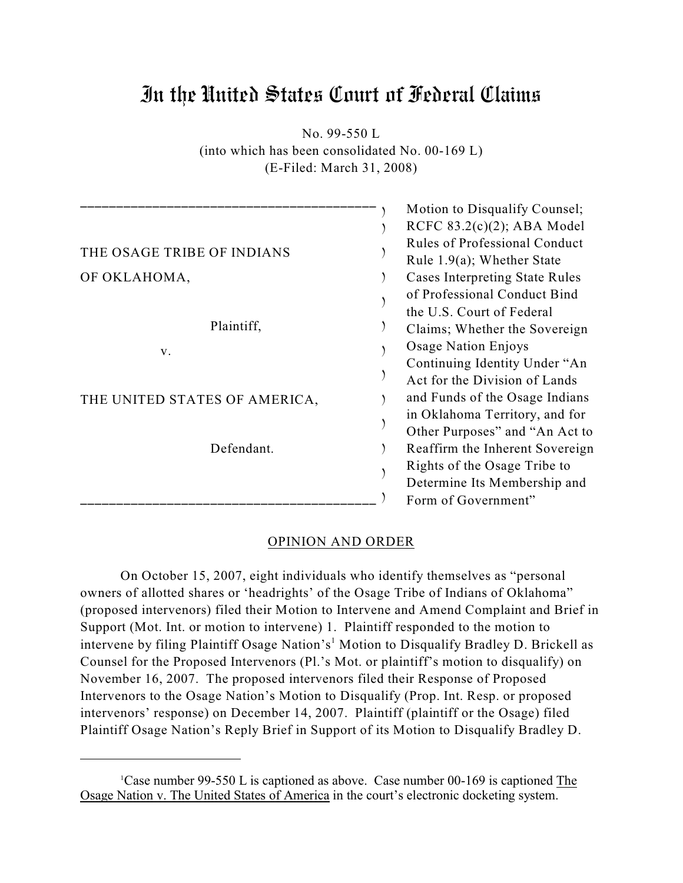# In the United States Court of Federal Claims

No. 99-550 L
(into which has been consolidated No. 00-169 L)
(E-Filed: March 31, 2008)

| | |
|---|---|
| THE OSAGE TRIBE OF INDIANS OF OKLAHOMA,<br><br>Plaintiff,<br><br>v.<br><br>THE UNITED STATES OF AMERICA,<br><br>Defendant. | Motion to Disqualify Counsel; RCFC 83.2(c)(2); ABA Model Rules of Professional Conduct Rule 1.9(a); Whether State Cases Interpreting State Rules of Professional Conduct Bind the U.S. Court of Federal Claims; Whether the Sovereign Osage Nation Enjoys Continuing Identity Under "An Act for the Division of Lands and Funds of the Osage Indians in Oklahoma Territory, and for Other Purposes" and "An Act to Reaffirm the Inherent Sovereign Rights of the Osage Tribe to Determine Its Membership and Form of Government" |

## OPINION AND ORDER

On October 15, 2007, eight individuals who identify themselves as "personal owners of allotted shares or 'headrights' of the Osage Tribe of Indians of Oklahoma" (proposed intervenors) filed their Motion to Intervene and Amend Complaint and Brief in Support (Mot. Int. or motion to intervene) 1. Plaintiff responded to the motion to intervene by filing Plaintiff Osage Nation's[1] Motion to Disqualify Bradley D. Brickell as Counsel for the Proposed Intervenors (Pl.'s Mot. or plaintiff's motion to disqualify) on November 16, 2007. The proposed intervenors filed their Response of Proposed Intervenors to the Osage Nation's Motion to Disqualify (Prop. Int. Resp. or proposed intervenors' response) on December 14, 2007. Plaintiff (plaintiff or the Osage) filed Plaintiff Osage Nation's Reply Brief in Support of its Motion to Disqualify Bradley D.

---

[1] Case number 99-550 L is captioned as above. Case number 00-169 is captioned The Osage Nation v. The United States of America in the court's electronic docketing system.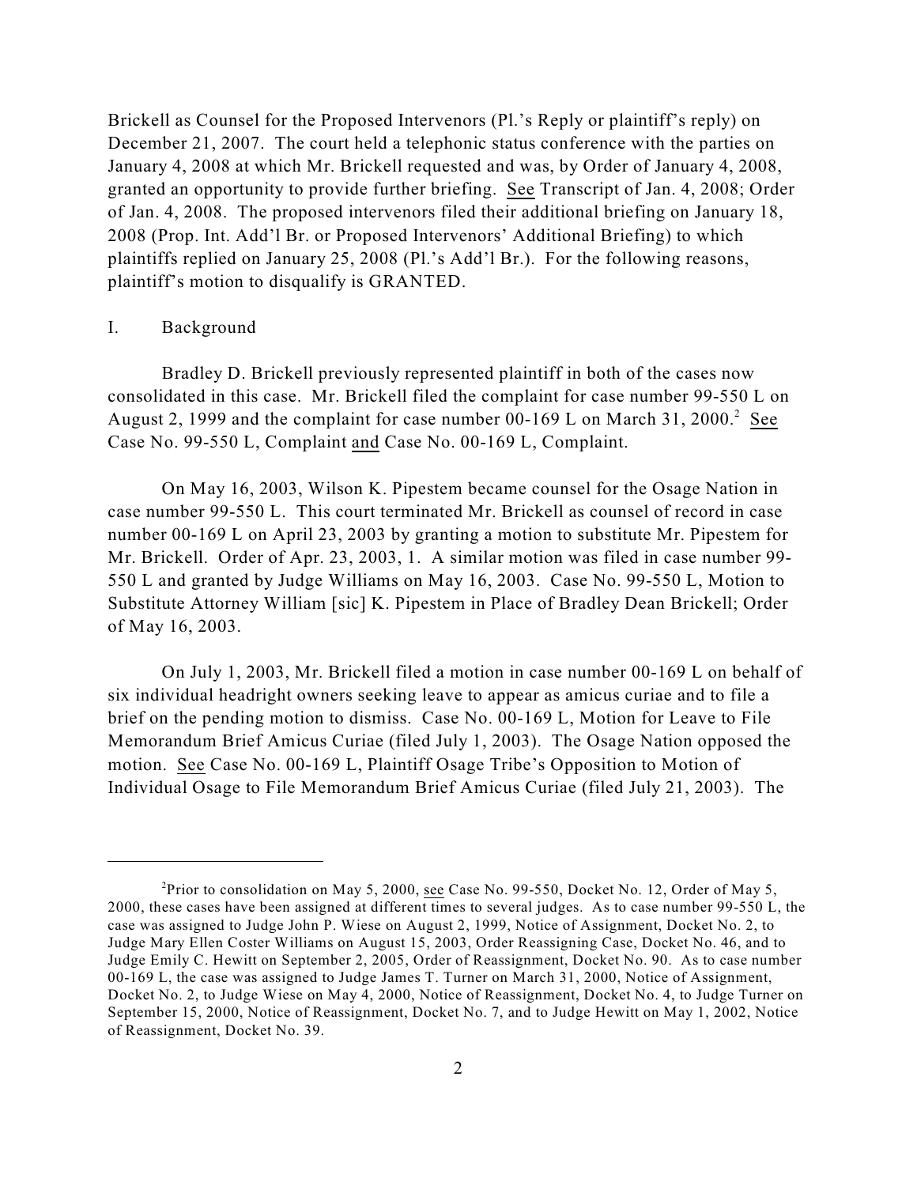Brickell as Counsel for the Proposed Intervenors (Pl.'s Reply or plaintiff's reply) on December 21, 2007. The court held a telephonic status conference with the parties on January 4, 2008 at which Mr. Brickell requested and was, by Order of January 4, 2008, granted an opportunity to provide further briefing. See Transcript of Jan. 4, 2008; Order of Jan. 4, 2008. The proposed intervenors filed their additional briefing on January 18, 2008 (Prop. Int. Add'l Br. or Proposed Intervenors' Additional Briefing) to which plaintiffs replied on January 25, 2008 (Pl.'s Add'l Br.). For the following reasons, plaintiff's motion to disqualify is GRANTED.

## I. Background

Bradley D. Brickell previously represented plaintiff in both of the cases now consolidated in this case. Mr. Brickell filed the complaint for case number 99-550 L on August 2, 1999 and the complaint for case number 00-169 L on March 31, 2000.[2] See Case No. 99-550 L, Complaint and Case No. 00-169 L, Complaint.

On May 16, 2003, Wilson K. Pipestem became counsel for the Osage Nation in case number 99-550 L. This court terminated Mr. Brickell as counsel of record in case number 00-169 L on April 23, 2003 by granting a motion to substitute Mr. Pipestem for Mr. Brickell. Order of Apr. 23, 2003, 1. A similar motion was filed in case number 99-550 L and granted by Judge Williams on May 16, 2003. Case No. 99-550 L, Motion to Substitute Attorney William [sic] K. Pipestem in Place of Bradley Dean Brickell; Order of May 16, 2003.

On July 1, 2003, Mr. Brickell filed a motion in case number 00-169 L on behalf of six individual headright owners seeking leave to appear as amicus curiae and to file a brief on the pending motion to dismiss. Case No. 00-169 L, Motion for Leave to File Memorandum Brief Amicus Curiae (filed July 1, 2003). The Osage Nation opposed the motion. See Case No. 00-169 L, Plaintiff Osage Tribe's Opposition to Motion of Individual Osage to File Memorandum Brief Amicus Curiae (filed July 21, 2003). The

---

[2] Prior to consolidation on May 5, 2000, see Case No. 99-550, Docket No. 12, Order of May 5, 2000, these cases have been assigned at different times to several judges. As to case number 99-550 L, the case was assigned to Judge John P. Wiese on August 2, 1999, Notice of Assignment, Docket No. 2, to Judge Mary Ellen Coster Williams on August 15, 2003, Order Reassigning Case, Docket No. 46, and to Judge Emily C. Hewitt on September 2, 2005, Order of Reassignment, Docket No. 90. As to case number 00-169 L, the case was assigned to Judge James T. Turner on March 31, 2000, Notice of Assignment, Docket No. 2, to Judge Wiese on May 4, 2000, Notice of Reassignment, Docket No. 4, to Judge Turner on September 15, 2000, Notice of Reassignment, Docket No. 7, and to Judge Hewitt on May 1, 2002, Notice of Reassignment, Docket No. 39.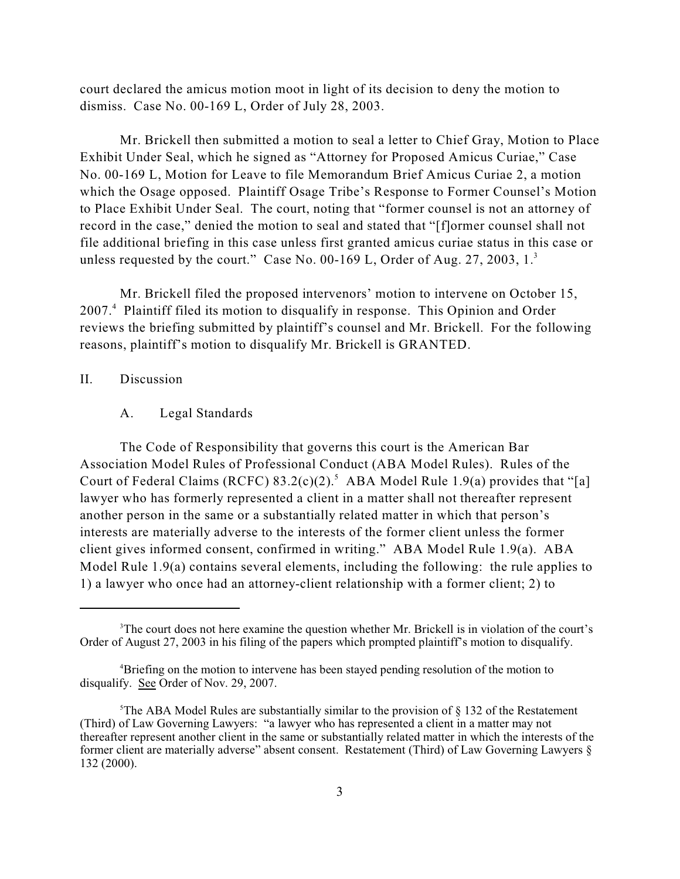court declared the amicus motion moot in light of its decision to deny the motion to dismiss. Case No. 00-169 L, Order of July 28, 2003.

Mr. Brickell then submitted a motion to seal a letter to Chief Gray, Motion to Place Exhibit Under Seal, which he signed as "Attorney for Proposed Amicus Curiae," Case No. 00-169 L, Motion for Leave to file Memorandum Brief Amicus Curiae 2, a motion which the Osage opposed. Plaintiff Osage Tribe's Response to Former Counsel's Motion to Place Exhibit Under Seal. The court, noting that "former counsel is not an attorney of record in the case," denied the motion to seal and stated that "[f]ormer counsel shall not file additional briefing in this case unless first granted amicus curiae status in this case or unless requested by the court." Case No. 00-169 L, Order of Aug. 27, 2003, 1.[3]

Mr. Brickell filed the proposed intervenors' motion to intervene on October 15, 2007.[4] Plaintiff filed its motion to disqualify in response. This Opinion and Order reviews the briefing submitted by plaintiff's counsel and Mr. Brickell. For the following reasons, plaintiff's motion to disqualify Mr. Brickell is GRANTED.

## II. Discussion

### A. Legal Standards

The Code of Responsibility that governs this court is the American Bar Association Model Rules of Professional Conduct (ABA Model Rules). Rules of the Court of Federal Claims (RCFC) 83.2(c)(2).[5] ABA Model Rule 1.9(a) provides that "[a] lawyer who has formerly represented a client in a matter shall not thereafter represent another person in the same or a substantially related matter in which that person's interests are materially adverse to the interests of the former client unless the former client gives informed consent, confirmed in writing." ABA Model Rule 1.9(a). ABA Model Rule 1.9(a) contains several elements, including the following: the rule applies to 1) a lawyer who once had an attorney-client relationship with a former client; 2) to

---

[3] The court does not here examine the question whether Mr. Brickell is in violation of the court's Order of August 27, 2003 in his filing of the papers which prompted plaintiff's motion to disqualify.

[4] Briefing on the motion to intervene has been stayed pending resolution of the motion to disqualify. See Order of Nov. 29, 2007.

[5] The ABA Model Rules are substantially similar to the provision of § 132 of the Restatement (Third) of Law Governing Lawyers: "a lawyer who has represented a client in a matter may not thereafter represent another client in the same or substantially related matter in which the interests of the former client are materially adverse" absent consent. Restatement (Third) of Law Governing Lawyers § 132 (2000).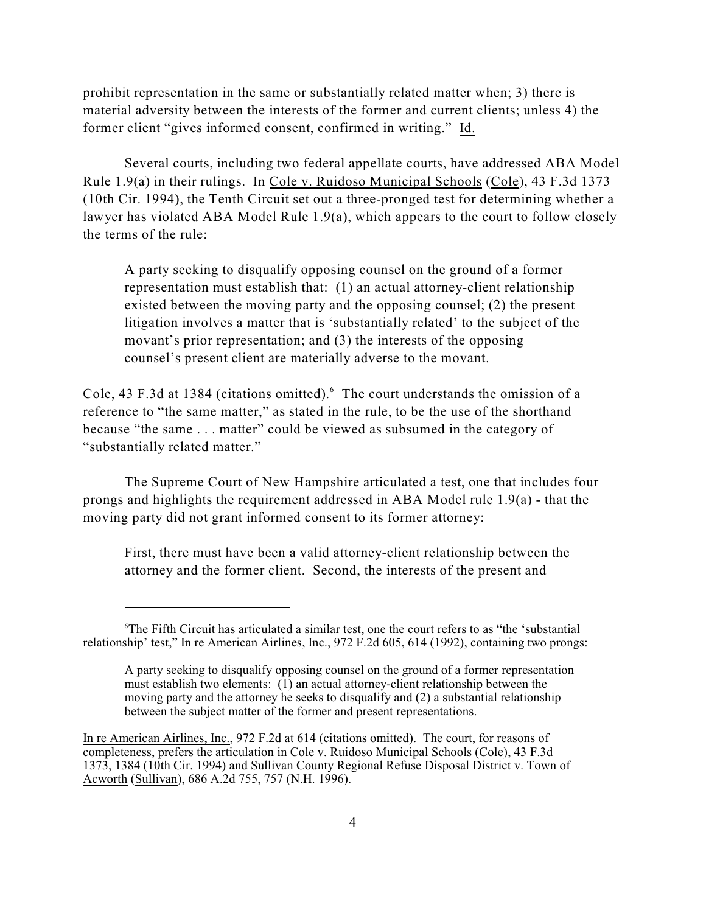prohibit representation in the same or substantially related matter when; 3) there is material adversity between the interests of the former and current clients; unless 4) the former client "gives informed consent, confirmed in writing." Id.

Several courts, including two federal appellate courts, have addressed ABA Model Rule 1.9(a) in their rulings. In Cole v. Ruidoso Municipal Schools (Cole), 43 F.3d 1373 (10th Cir. 1994), the Tenth Circuit set out a three-pronged test for determining whether a lawyer has violated ABA Model Rule 1.9(a), which appears to the court to follow closely the terms of the rule:

> A party seeking to disqualify opposing counsel on the ground of a former representation must establish that: (1) an actual attorney-client relationship existed between the moving party and the opposing counsel; (2) the present litigation involves a matter that is 'substantially related' to the subject of the movant's prior representation; and (3) the interests of the opposing counsel's present client are materially adverse to the movant.

Cole, 43 F.3d at 1384 (citations omitted).[6] The court understands the omission of a reference to "the same matter," as stated in the rule, to be the use of the shorthand because "the same . . . matter" could be viewed as subsumed in the category of "substantially related matter."

The Supreme Court of New Hampshire articulated a test, one that includes four prongs and highlights the requirement addressed in ABA Model rule 1.9(a) - that the moving party did not grant informed consent to its former attorney:

> First, there must have been a valid attorney-client relationship between the attorney and the former client. Second, the interests of the present and

---

[6]The Fifth Circuit has articulated a similar test, one the court refers to as "the 'substantial relationship' test," In re American Airlines, Inc., 972 F.2d 605, 614 (1992), containing two prongs:

> A party seeking to disqualify opposing counsel on the ground of a former representation must establish two elements: (1) an actual attorney-client relationship between the moving party and the attorney he seeks to disqualify and (2) a substantial relationship between the subject matter of the former and present representations.

In re American Airlines, Inc., 972 F.2d at 614 (citations omitted). The court, for reasons of completeness, prefers the articulation in Cole v. Ruidoso Municipal Schools (Cole), 43 F.3d 1373, 1384 (10th Cir. 1994) and Sullivan County Regional Refuse Disposal District v. Town of Acworth (Sullivan), 686 A.2d 755, 757 (N.H. 1996).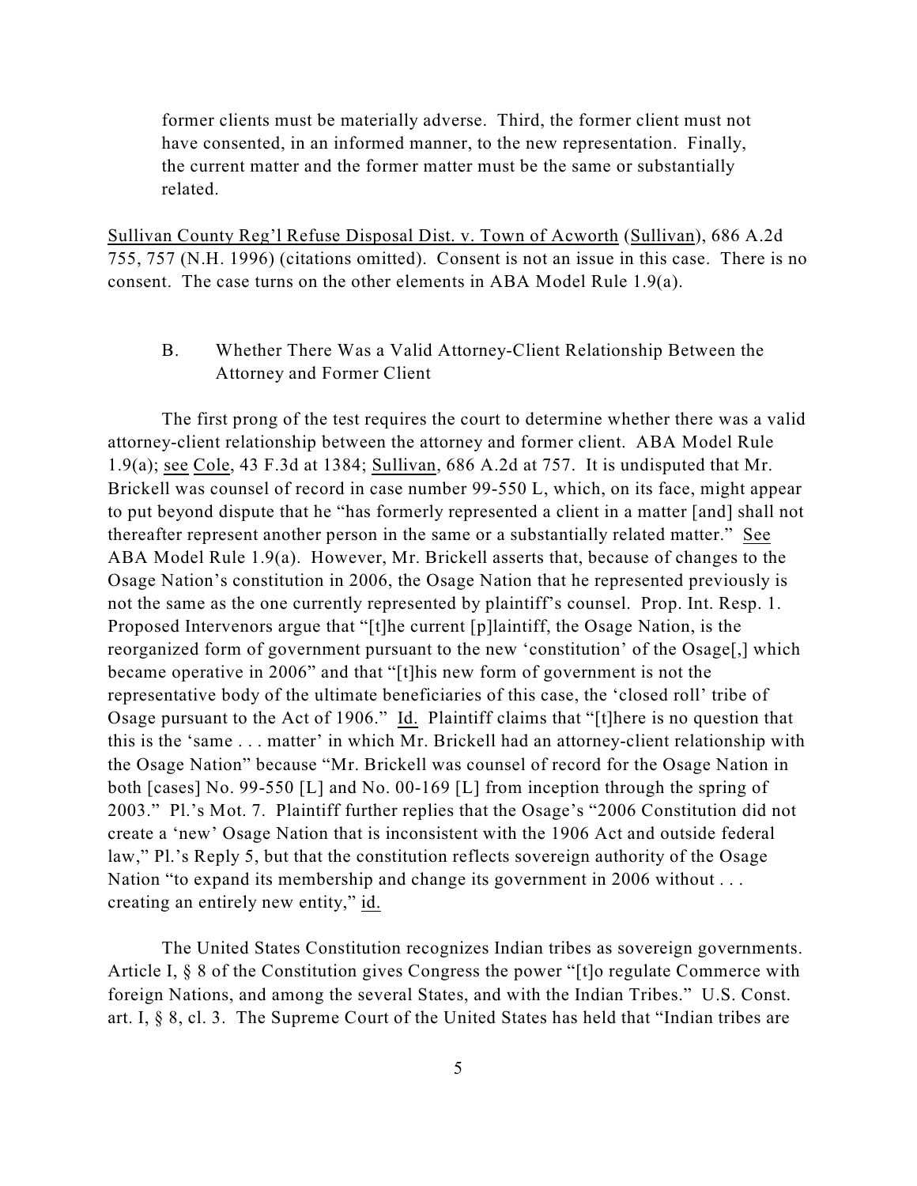> former clients must be materially adverse. Third, the former client must not have consented, in an informed manner, to the new representation. Finally, the current matter and the former matter must be the same or substantially related.

Sullivan County Reg'l Refuse Disposal Dist. v. Town of Acworth (Sullivan), 686 A.2d 755, 757 (N.H. 1996) (citations omitted). Consent is not an issue in this case. There is no consent. The case turns on the other elements in ABA Model Rule 1.9(a).

### B. Whether There Was a Valid Attorney-Client Relationship Between the Attorney and Former Client

The first prong of the test requires the court to determine whether there was a valid attorney-client relationship between the attorney and former client. ABA Model Rule 1.9(a); see Cole, 43 F.3d at 1384; Sullivan, 686 A.2d at 757. It is undisputed that Mr. Brickell was counsel of record in case number 99-550 L, which, on its face, might appear to put beyond dispute that he "has formerly represented a client in a matter [and] shall not thereafter represent another person in the same or a substantially related matter." See ABA Model Rule 1.9(a). However, Mr. Brickell asserts that, because of changes to the Osage Nation's constitution in 2006, the Osage Nation that he represented previously is not the same as the one currently represented by plaintiff's counsel. Prop. Int. Resp. 1. Proposed Intervenors argue that "[t]he current [p]laintiff, the Osage Nation, is the reorganized form of government pursuant to the new 'constitution' of the Osage[,] which became operative in 2006" and that "[t]his new form of government is not the representative body of the ultimate beneficiaries of this case, the 'closed roll' tribe of Osage pursuant to the Act of 1906." Id. Plaintiff claims that "[t]here is no question that this is the 'same . . . matter' in which Mr. Brickell had an attorney-client relationship with the Osage Nation" because "Mr. Brickell was counsel of record for the Osage Nation in both [cases] No. 99-550 [L] and No. 00-169 [L] from inception through the spring of 2003." Pl.'s Mot. 7. Plaintiff further replies that the Osage's "2006 Constitution did not create a 'new' Osage Nation that is inconsistent with the 1906 Act and outside federal law," Pl.'s Reply 5, but that the constitution reflects sovereign authority of the Osage Nation "to expand its membership and change its government in 2006 without . . . creating an entirely new entity," id.

The United States Constitution recognizes Indian tribes as sovereign governments. Article I, § 8 of the Constitution gives Congress the power "[t]o regulate Commerce with foreign Nations, and among the several States, and with the Indian Tribes." U.S. Const. art. I, § 8, cl. 3. The Supreme Court of the United States has held that "Indian tribes are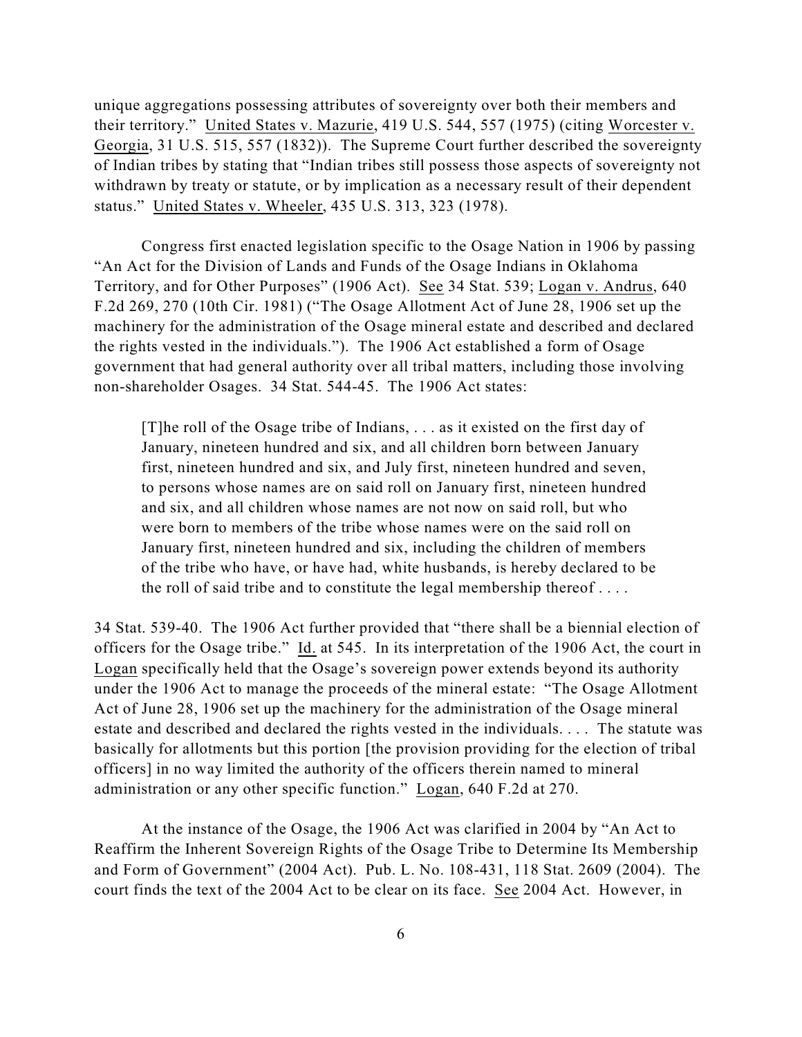unique aggregations possessing attributes of sovereignty over both their members and their territory." United States v. Mazurie, 419 U.S. 544, 557 (1975) (citing Worcester v. Georgia, 31 U.S. 515, 557 (1832)). The Supreme Court further described the sovereignty of Indian tribes by stating that "Indian tribes still possess those aspects of sovereignty not withdrawn by treaty or statute, or by implication as a necessary result of their dependent status." United States v. Wheeler, 435 U.S. 313, 323 (1978).

Congress first enacted legislation specific to the Osage Nation in 1906 by passing "An Act for the Division of Lands and Funds of the Osage Indians in Oklahoma Territory, and for Other Purposes" (1906 Act). See 34 Stat. 539; Logan v. Andrus, 640 F.2d 269, 270 (10th Cir. 1981) ("The Osage Allotment Act of June 28, 1906 set up the machinery for the administration of the Osage mineral estate and described and declared the rights vested in the individuals."). The 1906 Act established a form of Osage government that had general authority over all tribal matters, including those involving non-shareholder Osages. 34 Stat. 544-45. The 1906 Act states:

> [T]he roll of the Osage tribe of Indians, . . . as it existed on the first day of January, nineteen hundred and six, and all children born between January first, nineteen hundred and six, and July first, nineteen hundred and seven, to persons whose names are on said roll on January first, nineteen hundred and six, and all children whose names are not now on said roll, but who were born to members of the tribe whose names were on the said roll on January first, nineteen hundred and six, including the children of members of the tribe who have, or have had, white husbands, is hereby declared to be the roll of said tribe and to constitute the legal membership thereof . . . .

34 Stat. 539-40. The 1906 Act further provided that "there shall be a biennial election of officers for the Osage tribe." Id. at 545. In its interpretation of the 1906 Act, the court in Logan specifically held that the Osage's sovereign power extends beyond its authority under the 1906 Act to manage the proceeds of the mineral estate: "The Osage Allotment Act of June 28, 1906 set up the machinery for the administration of the Osage mineral estate and described and declared the rights vested in the individuals. . . . The statute was basically for allotments but this portion [the provision providing for the election of tribal officers] in no way limited the authority of the officers therein named to mineral administration or any other specific function." Logan, 640 F.2d at 270.

At the instance of the Osage, the 1906 Act was clarified in 2004 by "An Act to Reaffirm the Inherent Sovereign Rights of the Osage Tribe to Determine Its Membership and Form of Government" (2004 Act). Pub. L. No. 108-431, 118 Stat. 2609 (2004). The court finds the text of the 2004 Act to be clear on its face. See 2004 Act. However, in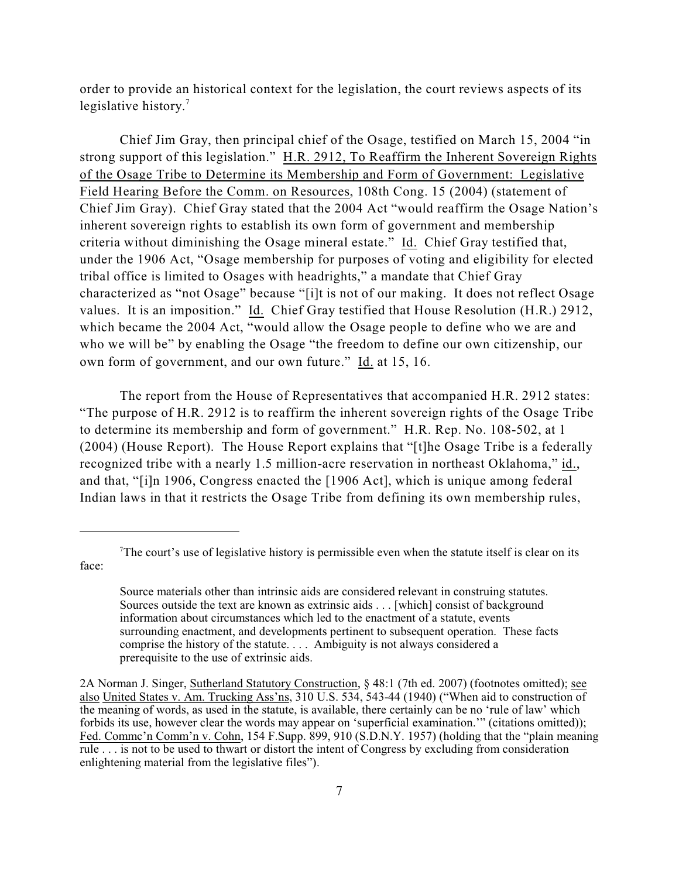order to provide an historical context for the legislation, the court reviews aspects of its legislative history.[7]

Chief Jim Gray, then principal chief of the Osage, testified on March 15, 2004 "in strong support of this legislation." H.R. 2912, To Reaffirm the Inherent Sovereign Rights of the Osage Tribe to Determine its Membership and Form of Government: Legislative Field Hearing Before the Comm. on Resources, 108th Cong. 15 (2004) (statement of Chief Jim Gray). Chief Gray stated that the 2004 Act "would reaffirm the Osage Nation's inherent sovereign rights to establish its own form of government and membership criteria without diminishing the Osage mineral estate." Id. Chief Gray testified that, under the 1906 Act, "Osage membership for purposes of voting and eligibility for elected tribal office is limited to Osages with headrights," a mandate that Chief Gray characterized as "not Osage" because "[i]t is not of our making. It does not reflect Osage values. It is an imposition." Id. Chief Gray testified that House Resolution (H.R.) 2912, which became the 2004 Act, "would allow the Osage people to define who we are and who we will be" by enabling the Osage "the freedom to define our own citizenship, our own form of government, and our own future." Id. at 15, 16.

The report from the House of Representatives that accompanied H.R. 2912 states: "The purpose of H.R. 2912 is to reaffirm the inherent sovereign rights of the Osage Tribe to determine its membership and form of government." H.R. Rep. No. 108-502, at 1 (2004) (House Report). The House Report explains that "[t]he Osage Tribe is a federally recognized tribe with a nearly 1.5 million-acre reservation in northeast Oklahoma," id., and that, "[i]n 1906, Congress enacted the [1906 Act], which is unique among federal Indian laws in that it restricts the Osage Tribe from defining its own membership rules,

---

[7]The court's use of legislative history is permissible even when the statute itself is clear on its face:

> Source materials other than intrinsic aids are considered relevant in construing statutes. Sources outside the text are known as extrinsic aids . . . [which] consist of background information about circumstances which led to the enactment of a statute, events surrounding enactment, and developments pertinent to subsequent operation. These facts comprise the history of the statute. . . . Ambiguity is not always considered a prerequisite to the use of extrinsic aids.

2A Norman J. Singer, Sutherland Statutory Construction, § 48:1 (7th ed. 2007) (footnotes omitted); see also United States v. Am. Trucking Ass'ns, 310 U.S. 534, 543-44 (1940) ("When aid to construction of the meaning of words, as used in the statute, is available, there certainly can be no 'rule of law' which forbids its use, however clear the words may appear on 'superficial examination.'" (citations omitted)); Fed. Commc'n Comm'n v. Cohn, 154 F.Supp. 899, 910 (S.D.N.Y. 1957) (holding that the "plain meaning rule . . . is not to be used to thwart or distort the intent of Congress by excluding from consideration enlightening material from the legislative files").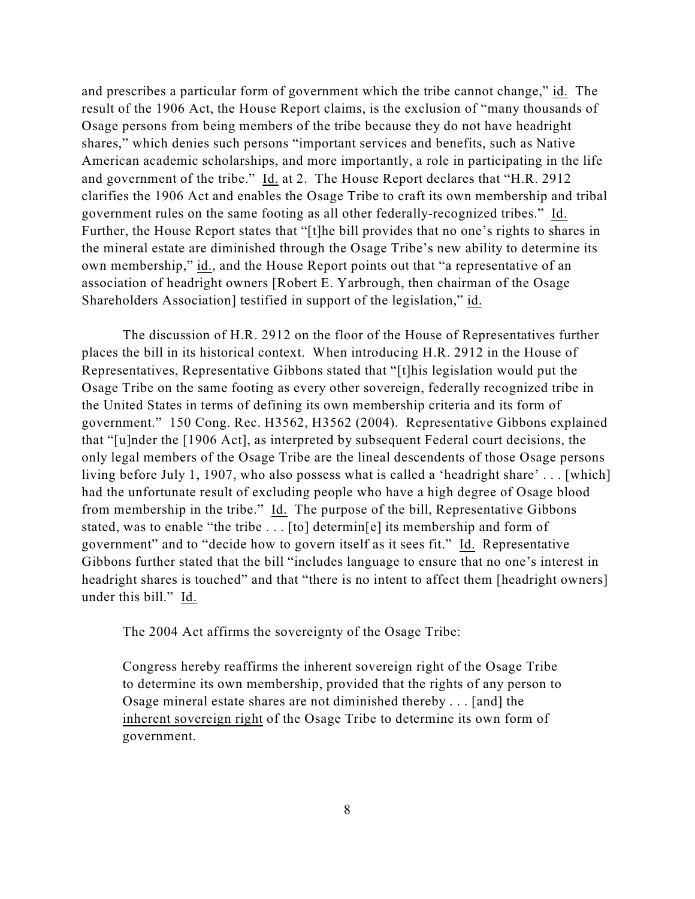and prescribes a particular form of government which the tribe cannot change," id. The result of the 1906 Act, the House Report claims, is the exclusion of "many thousands of Osage persons from being members of the tribe because they do not have headright shares," which denies such persons "important services and benefits, such as Native American academic scholarships, and more importantly, a role in participating in the life and government of the tribe." Id. at 2. The House Report declares that "H.R. 2912 clarifies the 1906 Act and enables the Osage Tribe to craft its own membership and tribal government rules on the same footing as all other federally-recognized tribes." Id. Further, the House Report states that "[t]he bill provides that no one's rights to shares in the mineral estate are diminished through the Osage Tribe's new ability to determine its own membership," id., and the House Report points out that "a representative of an association of headright owners [Robert E. Yarbrough, then chairman of the Osage Shareholders Association] testified in support of the legislation," id.

The discussion of H.R. 2912 on the floor of the House of Representatives further places the bill in its historical context. When introducing H.R. 2912 in the House of Representatives, Representative Gibbons stated that "[t]his legislation would put the Osage Tribe on the same footing as every other sovereign, federally recognized tribe in the United States in terms of defining its own membership criteria and its form of government." 150 Cong. Rec. H3562, H3562 (2004). Representative Gibbons explained that "[u]nder the [1906 Act], as interpreted by subsequent Federal court decisions, the only legal members of the Osage Tribe are the lineal descendents of those Osage persons living before July 1, 1907, who also possess what is called a 'headright share' . . . [which] had the unfortunate result of excluding people who have a high degree of Osage blood from membership in the tribe." Id. The purpose of the bill, Representative Gibbons stated, was to enable "the tribe . . . [to] determin[e] its membership and form of government" and to "decide how to govern itself as it sees fit." Id. Representative Gibbons further stated that the bill "includes language to ensure that no one's interest in headright shares is touched" and that "there is no intent to affect them [headright owners] under this bill." Id.

The 2004 Act affirms the sovereignty of the Osage Tribe:

> Congress hereby reaffirms the inherent sovereign right of the Osage Tribe to determine its own membership, provided that the rights of any person to Osage mineral estate shares are not diminished thereby . . . [and] the inherent sovereign right of the Osage Tribe to determine its own form of government.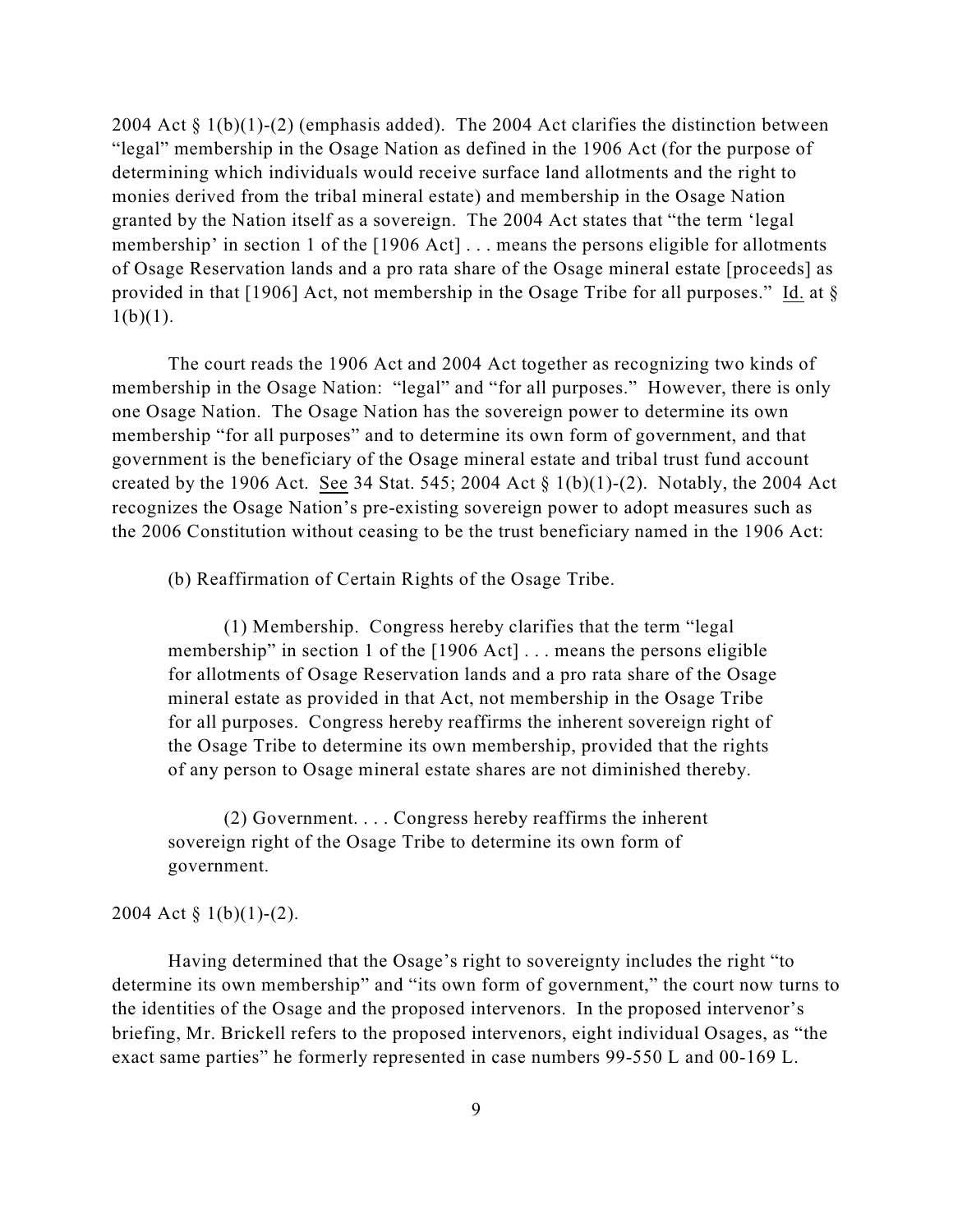2004 Act § 1(b)(1)-(2) (emphasis added). The 2004 Act clarifies the distinction between "legal" membership in the Osage Nation as defined in the 1906 Act (for the purpose of determining which individuals would receive surface land allotments and the right to monies derived from the tribal mineral estate) and membership in the Osage Nation granted by the Nation itself as a sovereign. The 2004 Act states that "the term 'legal membership' in section 1 of the [1906 Act] . . . means the persons eligible for allotments of Osage Reservation lands and a pro rata share of the Osage mineral estate [proceeds] as provided in that [1906] Act, not membership in the Osage Tribe for all purposes." Id. at § 1(b)(1).

The court reads the 1906 Act and 2004 Act together as recognizing two kinds of membership in the Osage Nation: "legal" and "for all purposes." However, there is only one Osage Nation. The Osage Nation has the sovereign power to determine its own membership "for all purposes" and to determine its own form of government, and that government is the beneficiary of the Osage mineral estate and tribal trust fund account created by the 1906 Act. See 34 Stat. 545; 2004 Act § 1(b)(1)-(2). Notably, the 2004 Act recognizes the Osage Nation's pre-existing sovereign power to adopt measures such as the 2006 Constitution without ceasing to be the trust beneficiary named in the 1906 Act:

> (b) Reaffirmation of Certain Rights of the Osage Tribe.
>
> (1) Membership. Congress hereby clarifies that the term "legal membership" in section 1 of the [1906 Act] . . . means the persons eligible for allotments of Osage Reservation lands and a pro rata share of the Osage mineral estate as provided in that Act, not membership in the Osage Tribe for all purposes. Congress hereby reaffirms the inherent sovereign right of the Osage Tribe to determine its own membership, provided that the rights of any person to Osage mineral estate shares are not diminished thereby.
>
> (2) Government. . . . Congress hereby reaffirms the inherent sovereign right of the Osage Tribe to determine its own form of government.

2004 Act § 1(b)(1)-(2).

Having determined that the Osage's right to sovereignty includes the right "to determine its own membership" and "its own form of government," the court now turns to the identities of the Osage and the proposed intervenors. In the proposed intervenor's briefing, Mr. Brickell refers to the proposed intervenors, eight individual Osages, as "the exact same parties" he formerly represented in case numbers 99-550 L and 00-169 L.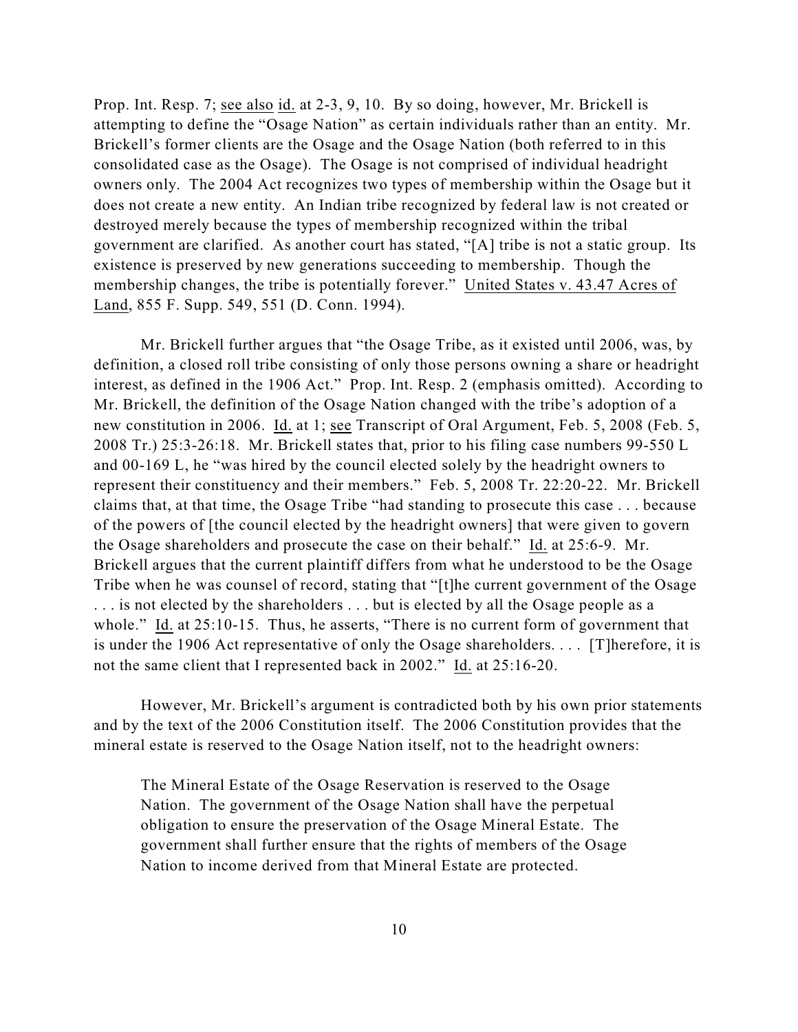Prop. Int. Resp. 7; see also id. at 2-3, 9, 10. By so doing, however, Mr. Brickell is attempting to define the "Osage Nation" as certain individuals rather than an entity. Mr. Brickell's former clients are the Osage and the Osage Nation (both referred to in this consolidated case as the Osage). The Osage is not comprised of individual headright owners only. The 2004 Act recognizes two types of membership within the Osage but it does not create a new entity. An Indian tribe recognized by federal law is not created or destroyed merely because the types of membership recognized within the tribal government are clarified. As another court has stated, "[A] tribe is not a static group. Its existence is preserved by new generations succeeding to membership. Though the membership changes, the tribe is potentially forever." United States v. 43.47 Acres of Land, 855 F. Supp. 549, 551 (D. Conn. 1994).

Mr. Brickell further argues that "the Osage Tribe, as it existed until 2006, was, by definition, a closed roll tribe consisting of only those persons owning a share or headright interest, as defined in the 1906 Act." Prop. Int. Resp. 2 (emphasis omitted). According to Mr. Brickell, the definition of the Osage Nation changed with the tribe's adoption of a new constitution in 2006. Id. at 1; see Transcript of Oral Argument, Feb. 5, 2008 (Feb. 5, 2008 Tr.) 25:3-26:18. Mr. Brickell states that, prior to his filing case numbers 99-550 L and 00-169 L, he "was hired by the council elected solely by the headright owners to represent their constituency and their members." Feb. 5, 2008 Tr. 22:20-22. Mr. Brickell claims that, at that time, the Osage Tribe "had standing to prosecute this case . . . because of the powers of [the council elected by the headright owners] that were given to govern the Osage shareholders and prosecute the case on their behalf." Id. at 25:6-9. Mr. Brickell argues that the current plaintiff differs from what he understood to be the Osage Tribe when he was counsel of record, stating that "[t]he current government of the Osage . . . is not elected by the shareholders . . . but is elected by all the Osage people as a whole." Id. at 25:10-15. Thus, he asserts, "There is no current form of government that is under the 1906 Act representative of only the Osage shareholders. . . . [T]herefore, it is not the same client that I represented back in 2002." Id. at 25:16-20.

However, Mr. Brickell's argument is contradicted both by his own prior statements and by the text of the 2006 Constitution itself. The 2006 Constitution provides that the mineral estate is reserved to the Osage Nation itself, not to the headright owners:

> The Mineral Estate of the Osage Reservation is reserved to the Osage Nation. The government of the Osage Nation shall have the perpetual obligation to ensure the preservation of the Osage Mineral Estate. The government shall further ensure that the rights of members of the Osage Nation to income derived from that Mineral Estate are protected.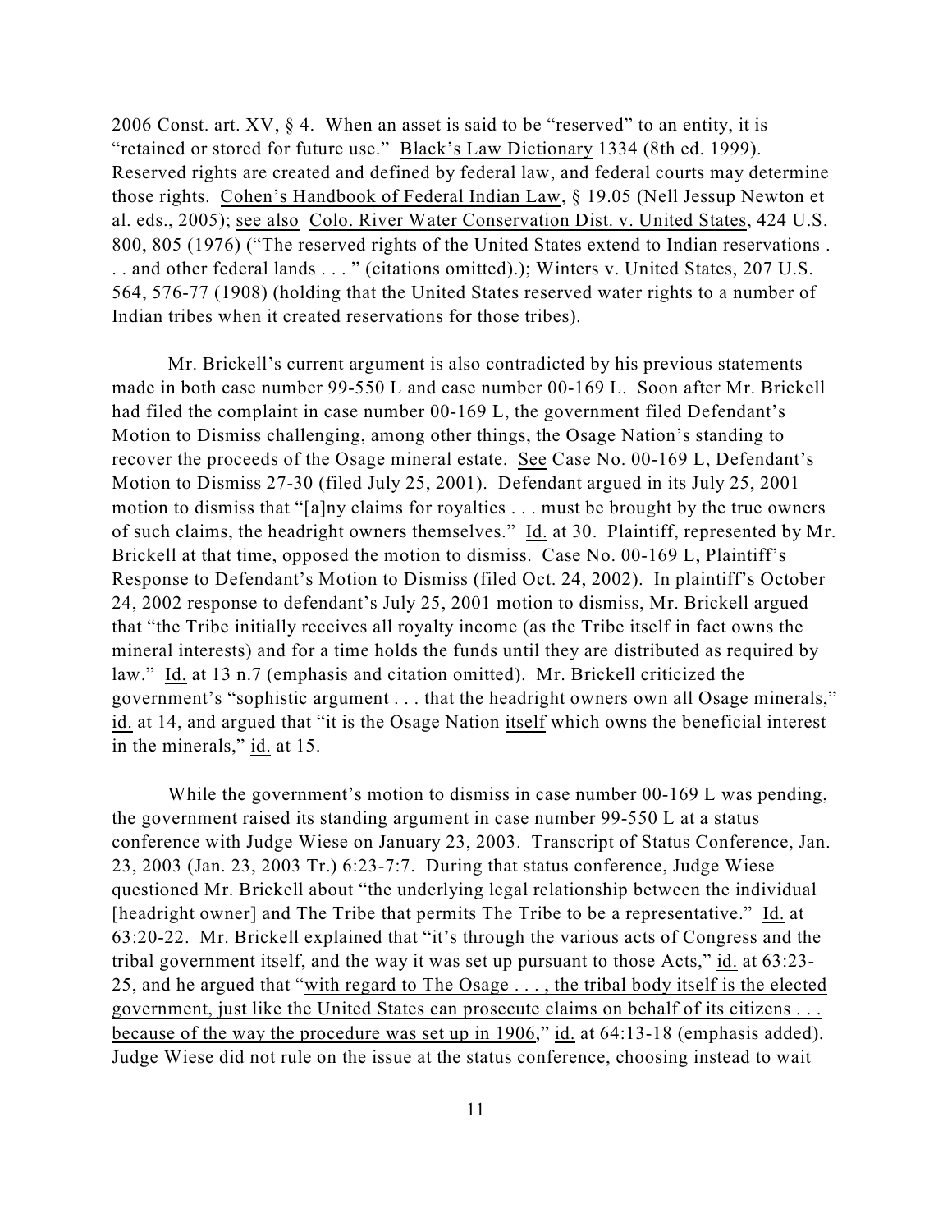2006 Const. art. XV, § 4. When an asset is said to be "reserved" to an entity, it is "retained or stored for future use." Black's Law Dictionary 1334 (8th ed. 1999). Reserved rights are created and defined by federal law, and federal courts may determine those rights. Cohen's Handbook of Federal Indian Law, § 19.05 (Nell Jessup Newton et al. eds., 2005); see also Colo. River Water Conservation Dist. v. United States, 424 U.S. 800, 805 (1976) ("The reserved rights of the United States extend to Indian reservations . . . and other federal lands . . . " (citations omitted).); Winters v. United States, 207 U.S. 564, 576-77 (1908) (holding that the United States reserved water rights to a number of Indian tribes when it created reservations for those tribes).

Mr. Brickell's current argument is also contradicted by his previous statements made in both case number 99-550 L and case number 00-169 L. Soon after Mr. Brickell had filed the complaint in case number 00-169 L, the government filed Defendant's Motion to Dismiss challenging, among other things, the Osage Nation's standing to recover the proceeds of the Osage mineral estate. See Case No. 00-169 L, Defendant's Motion to Dismiss 27-30 (filed July 25, 2001). Defendant argued in its July 25, 2001 motion to dismiss that "[a]ny claims for royalties . . . must be brought by the true owners of such claims, the headright owners themselves." Id. at 30. Plaintiff, represented by Mr. Brickell at that time, opposed the motion to dismiss. Case No. 00-169 L, Plaintiff's Response to Defendant's Motion to Dismiss (filed Oct. 24, 2002). In plaintiff's October 24, 2002 response to defendant's July 25, 2001 motion to dismiss, Mr. Brickell argued that "the Tribe initially receives all royalty income (as the Tribe itself in fact owns the mineral interests) and for a time holds the funds until they are distributed as required by law." Id. at 13 n.7 (emphasis and citation omitted). Mr. Brickell criticized the government's "sophistic argument . . . that the headright owners own all Osage minerals," id. at 14, and argued that "it is the Osage Nation itself which owns the beneficial interest in the minerals," id. at 15.

While the government's motion to dismiss in case number 00-169 L was pending, the government raised its standing argument in case number 99-550 L at a status conference with Judge Wiese on January 23, 2003. Transcript of Status Conference, Jan. 23, 2003 (Jan. 23, 2003 Tr.) 6:23-7:7. During that status conference, Judge Wiese questioned Mr. Brickell about "the underlying legal relationship between the individual [headright owner] and The Tribe that permits The Tribe to be a representative." Id. at 63:20-22. Mr. Brickell explained that "it's through the various acts of Congress and the tribal government itself, and the way it was set up pursuant to those Acts," id. at 63:23-25, and he argued that "with regard to The Osage . . . , the tribal body itself is the elected government, just like the United States can prosecute claims on behalf of its citizens . . . because of the way the procedure was set up in 1906," id. at 64:13-18 (emphasis added). Judge Wiese did not rule on the issue at the status conference, choosing instead to wait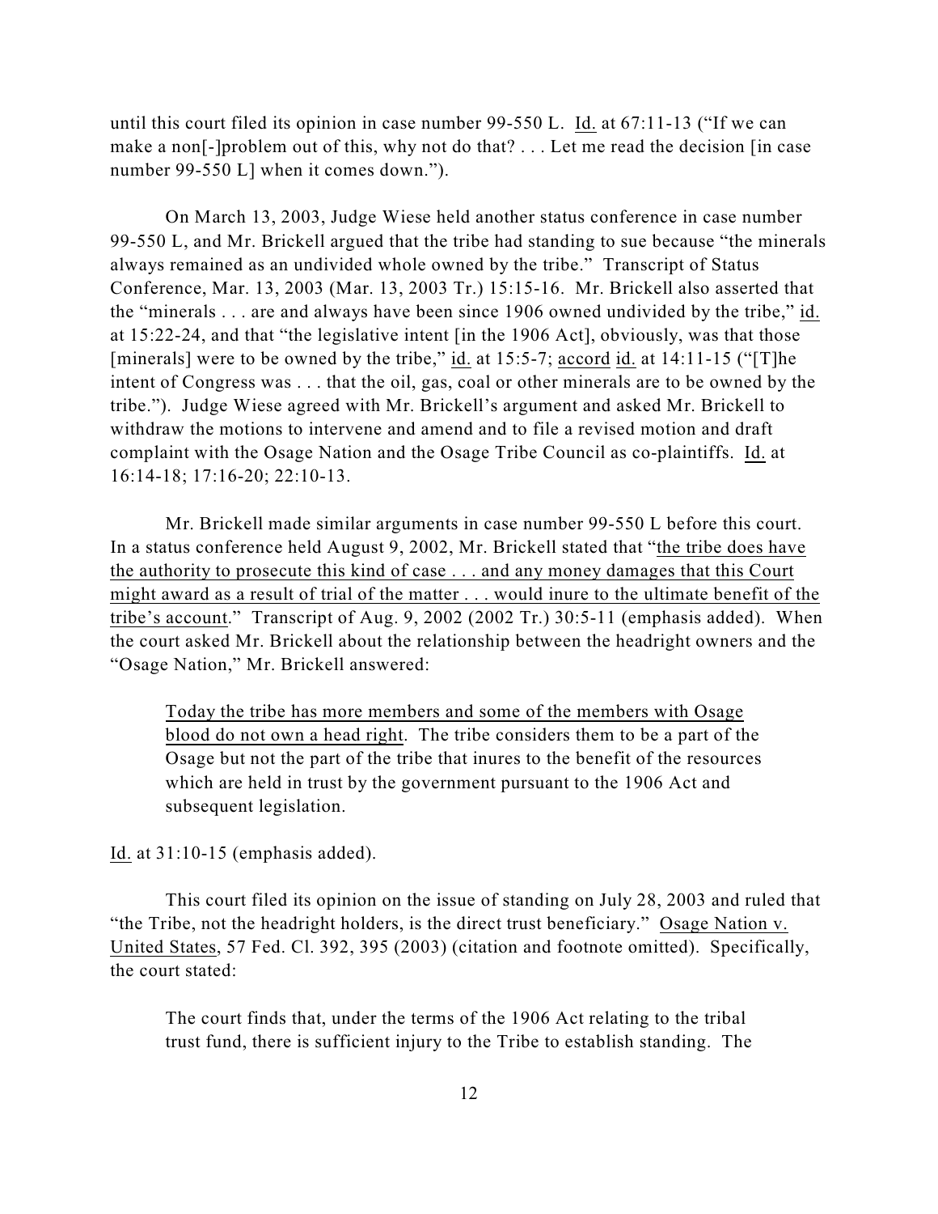until this court filed its opinion in case number 99-550 L. Id. at 67:11-13 ("If we can make a non[-]problem out of this, why not do that? . . . Let me read the decision [in case number 99-550 L] when it comes down.").

On March 13, 2003, Judge Wiese held another status conference in case number 99-550 L, and Mr. Brickell argued that the tribe had standing to sue because "the minerals always remained as an undivided whole owned by the tribe." Transcript of Status Conference, Mar. 13, 2003 (Mar. 13, 2003 Tr.) 15:15-16. Mr. Brickell also asserted that the "minerals . . . are and always have been since 1906 owned undivided by the tribe," id. at 15:22-24, and that "the legislative intent [in the 1906 Act], obviously, was that those [minerals] were to be owned by the tribe," id. at 15:5-7; accord id. at 14:11-15 ("[T]he intent of Congress was . . . that the oil, gas, coal or other minerals are to be owned by the tribe."). Judge Wiese agreed with Mr. Brickell's argument and asked Mr. Brickell to withdraw the motions to intervene and amend and to file a revised motion and draft complaint with the Osage Nation and the Osage Tribe Council as co-plaintiffs. Id. at 16:14-18; 17:16-20; 22:10-13.

Mr. Brickell made similar arguments in case number 99-550 L before this court. In a status conference held August 9, 2002, Mr. Brickell stated that "the tribe does have the authority to prosecute this kind of case . . . and any money damages that this Court might award as a result of trial of the matter . . . would inure to the ultimate benefit of the tribe's account." Transcript of Aug. 9, 2002 (2002 Tr.) 30:5-11 (emphasis added). When the court asked Mr. Brickell about the relationship between the headright owners and the "Osage Nation," Mr. Brickell answered:

> Today the tribe has more members and some of the members with Osage blood do not own a head right. The tribe considers them to be a part of the Osage but not the part of the tribe that inures to the benefit of the resources which are held in trust by the government pursuant to the 1906 Act and subsequent legislation.

Id. at 31:10-15 (emphasis added).

This court filed its opinion on the issue of standing on July 28, 2003 and ruled that "the Tribe, not the headright holders, is the direct trust beneficiary." Osage Nation v. United States, 57 Fed. Cl. 392, 395 (2003) (citation and footnote omitted). Specifically, the court stated:

> The court finds that, under the terms of the 1906 Act relating to the tribal trust fund, there is sufficient injury to the Tribe to establish standing. The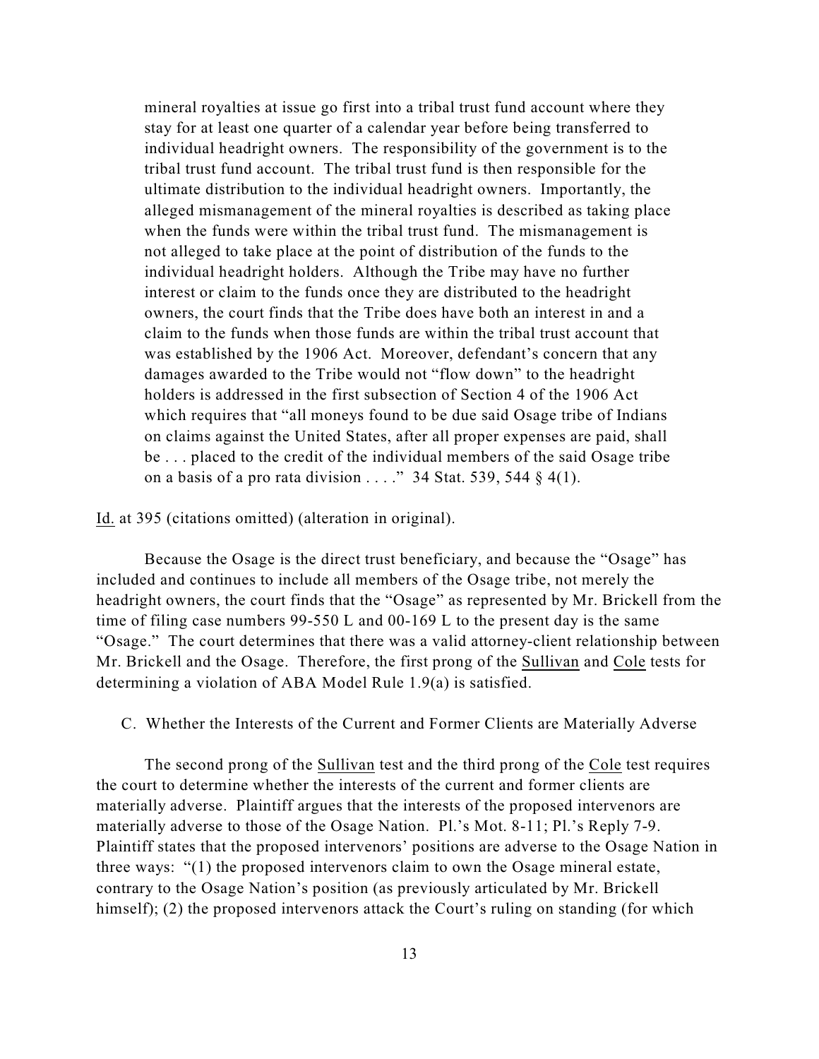> mineral royalties at issue go first into a tribal trust fund account where they stay for at least one quarter of a calendar year before being transferred to individual headright owners. The responsibility of the government is to the tribal trust fund account. The tribal trust fund is then responsible for the ultimate distribution to the individual headright owners. Importantly, the alleged mismanagement of the mineral royalties is described as taking place when the funds were within the tribal trust fund. The mismanagement is not alleged to take place at the point of distribution of the funds to the individual headright holders. Although the Tribe may have no further interest or claim to the funds once they are distributed to the headright owners, the court finds that the Tribe does have both an interest in and a claim to the funds when those funds are within the tribal trust account that was established by the 1906 Act. Moreover, defendant's concern that any damages awarded to the Tribe would not "flow down" to the headright holders is addressed in the first subsection of Section 4 of the 1906 Act which requires that "all moneys found to be due said Osage tribe of Indians on claims against the United States, after all proper expenses are paid, shall be . . . placed to the credit of the individual members of the said Osage tribe on a basis of a pro rata division . . . ." 34 Stat. 539, 544 § 4(1).

Id. at 395 (citations omitted) (alteration in original).

Because the Osage is the direct trust beneficiary, and because the "Osage" has included and continues to include all members of the Osage tribe, not merely the headright owners, the court finds that the "Osage" as represented by Mr. Brickell from the time of filing case numbers 99-550 L and 00-169 L to the present day is the same "Osage." The court determines that there was a valid attorney-client relationship between Mr. Brickell and the Osage. Therefore, the first prong of the Sullivan and Cole tests for determining a violation of ABA Model Rule 1.9(a) is satisfied.

### C. Whether the Interests of the Current and Former Clients are Materially Adverse

The second prong of the Sullivan test and the third prong of the Cole test requires the court to determine whether the interests of the current and former clients are materially adverse. Plaintiff argues that the interests of the proposed intervenors are materially adverse to those of the Osage Nation. Pl.'s Mot. 8-11; Pl.'s Reply 7-9. Plaintiff states that the proposed intervenors' positions are adverse to the Osage Nation in three ways: "(1) the proposed intervenors claim to own the Osage mineral estate, contrary to the Osage Nation's position (as previously articulated by Mr. Brickell himself); (2) the proposed intervenors attack the Court's ruling on standing (for which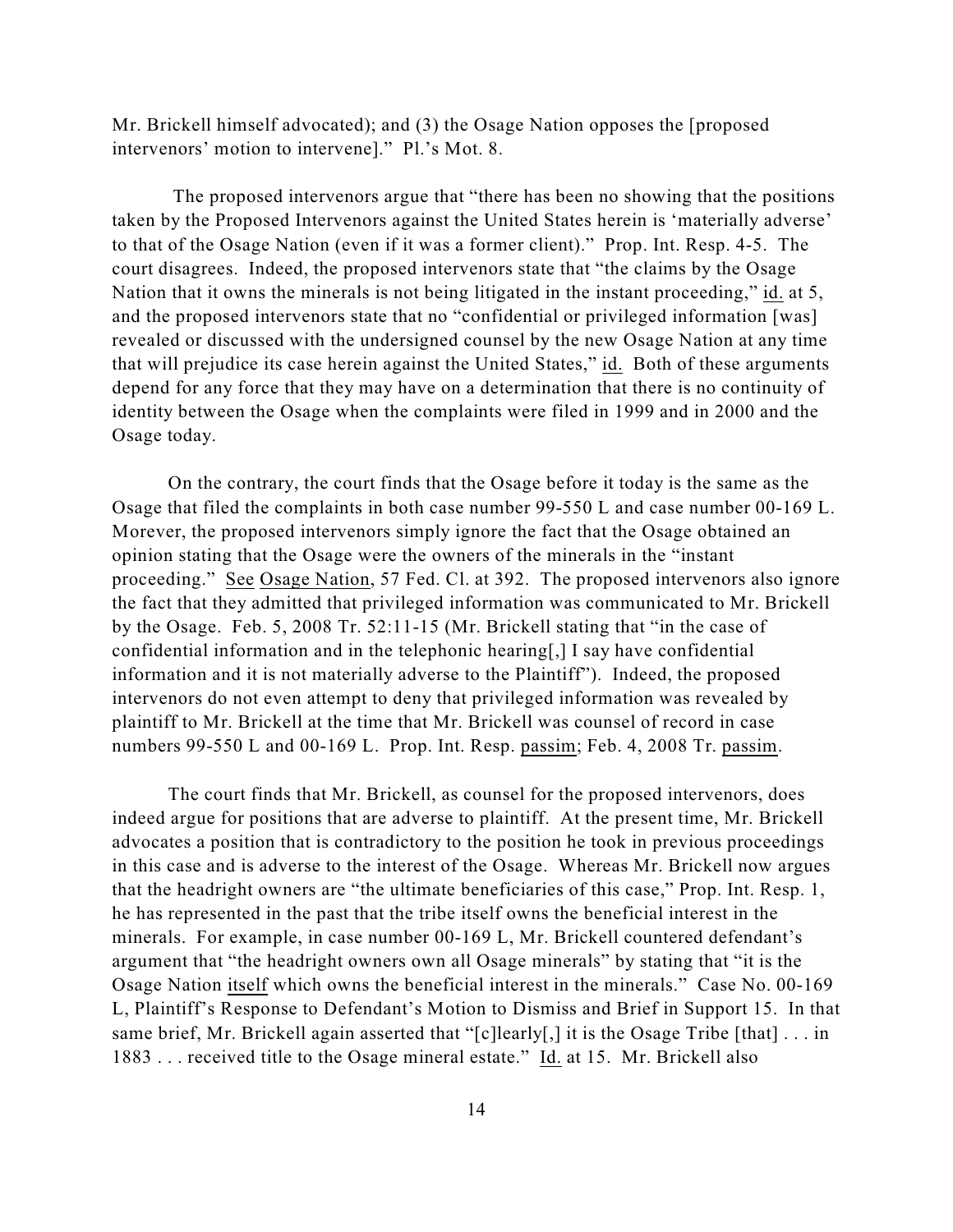Mr. Brickell himself advocated); and (3) the Osage Nation opposes the [proposed intervenors' motion to intervene]." Pl.'s Mot. 8.

The proposed intervenors argue that "there has been no showing that the positions taken by the Proposed Intervenors against the United States herein is 'materially adverse' to that of the Osage Nation (even if it was a former client)." Prop. Int. Resp. 4-5. The court disagrees. Indeed, the proposed intervenors state that "the claims by the Osage Nation that it owns the minerals is not being litigated in the instant proceeding," id. at 5, and the proposed intervenors state that no "confidential or privileged information [was] revealed or discussed with the undersigned counsel by the new Osage Nation at any time that will prejudice its case herein against the United States," id. Both of these arguments depend for any force that they may have on a determination that there is no continuity of identity between the Osage when the complaints were filed in 1999 and in 2000 and the Osage today.

On the contrary, the court finds that the Osage before it today is the same as the Osage that filed the complaints in both case number 99-550 L and case number 00-169 L. Morever, the proposed intervenors simply ignore the fact that the Osage obtained an opinion stating that the Osage were the owners of the minerals in the "instant proceeding." See Osage Nation, 57 Fed. Cl. at 392. The proposed intervenors also ignore the fact that they admitted that privileged information was communicated to Mr. Brickell by the Osage. Feb. 5, 2008 Tr. 52:11-15 (Mr. Brickell stating that "in the case of confidential information and in the telephonic hearing[,] I say have confidential information and it is not materially adverse to the Plaintiff"). Indeed, the proposed intervenors do not even attempt to deny that privileged information was revealed by plaintiff to Mr. Brickell at the time that Mr. Brickell was counsel of record in case numbers 99-550 L and 00-169 L. Prop. Int. Resp. passim; Feb. 4, 2008 Tr. passim.

The court finds that Mr. Brickell, as counsel for the proposed intervenors, does indeed argue for positions that are adverse to plaintiff. At the present time, Mr. Brickell advocates a position that is contradictory to the position he took in previous proceedings in this case and is adverse to the interest of the Osage. Whereas Mr. Brickell now argues that the headright owners are "the ultimate beneficiaries of this case," Prop. Int. Resp. 1, he has represented in the past that the tribe itself owns the beneficial interest in the minerals. For example, in case number 00-169 L, Mr. Brickell countered defendant's argument that "the headright owners own all Osage minerals" by stating that "it is the Osage Nation itself which owns the beneficial interest in the minerals." Case No. 00-169 L, Plaintiff's Response to Defendant's Motion to Dismiss and Brief in Support 15. In that same brief, Mr. Brickell again asserted that "[c]learly[,] it is the Osage Tribe [that] . . . in 1883 . . . received title to the Osage mineral estate." Id. at 15. Mr. Brickell also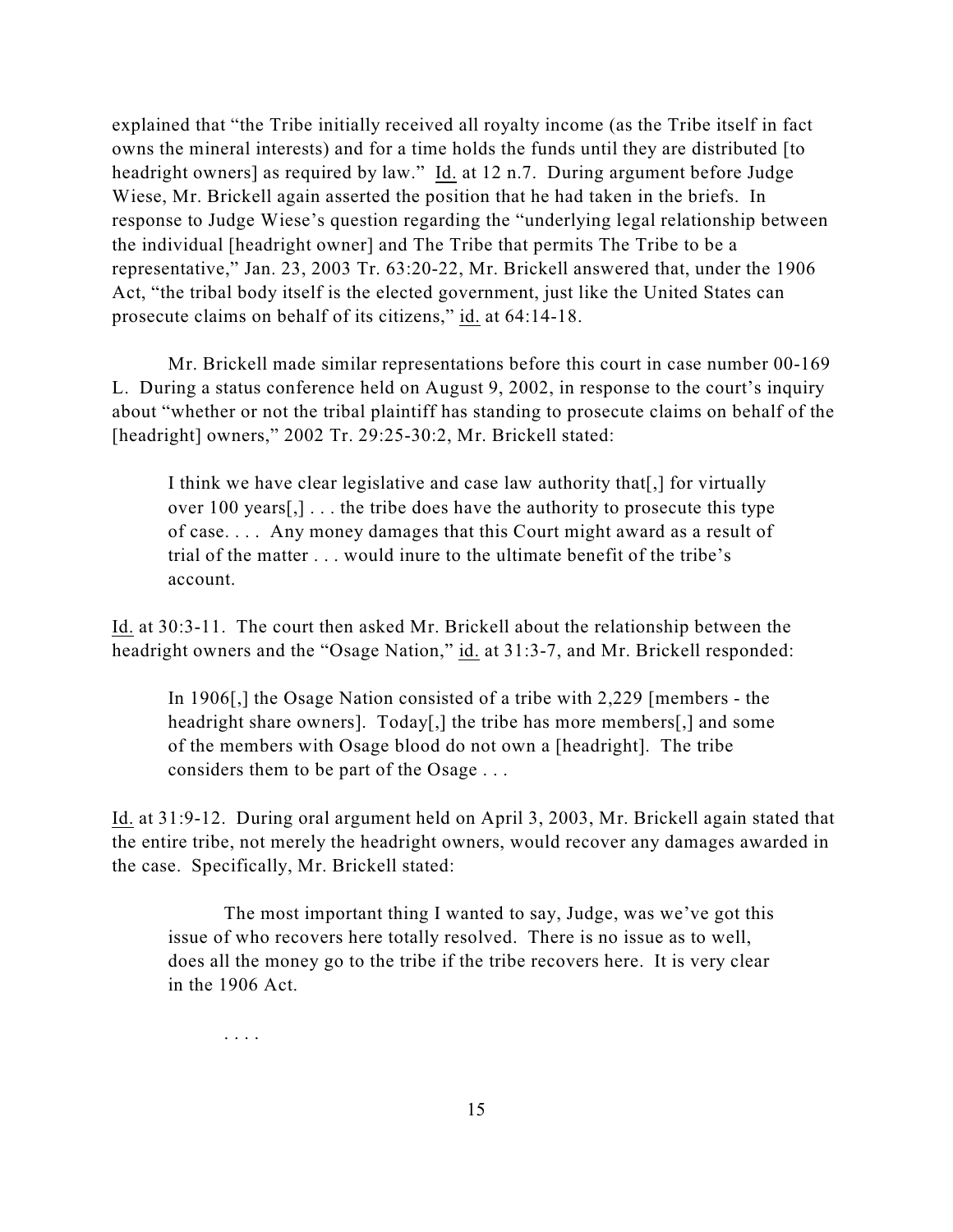explained that "the Tribe initially received all royalty income (as the Tribe itself in fact owns the mineral interests) and for a time holds the funds until they are distributed [to headright owners] as required by law." Id. at 12 n.7. During argument before Judge Wiese, Mr. Brickell again asserted the position that he had taken in the briefs. In response to Judge Wiese's question regarding the "underlying legal relationship between the individual [headright owner] and The Tribe that permits The Tribe to be a representative," Jan. 23, 2003 Tr. 63:20-22, Mr. Brickell answered that, under the 1906 Act, "the tribal body itself is the elected government, just like the United States can prosecute claims on behalf of its citizens," id. at 64:14-18.

Mr. Brickell made similar representations before this court in case number 00-169 L. During a status conference held on August 9, 2002, in response to the court's inquiry about "whether or not the tribal plaintiff has standing to prosecute claims on behalf of the [headright] owners," 2002 Tr. 29:25-30:2, Mr. Brickell stated:

> I think we have clear legislative and case law authority that[,] for virtually over 100 years[,] . . . the tribe does have the authority to prosecute this type of case. . . . Any money damages that this Court might award as a result of trial of the matter . . . would inure to the ultimate benefit of the tribe's account.

Id. at 30:3-11. The court then asked Mr. Brickell about the relationship between the headright owners and the "Osage Nation," id. at 31:3-7, and Mr. Brickell responded:

> In 1906[,] the Osage Nation consisted of a tribe with 2,229 [members - the headright share owners]. Today[,] the tribe has more members[,] and some of the members with Osage blood do not own a [headright]. The tribe considers them to be part of the Osage . . .

Id. at 31:9-12. During oral argument held on April 3, 2003, Mr. Brickell again stated that the entire tribe, not merely the headright owners, would recover any damages awarded in the case. Specifically, Mr. Brickell stated:

> The most important thing I wanted to say, Judge, was we've got this issue of who recovers here totally resolved. There is no issue as to well, does all the money go to the tribe if the tribe recovers here. It is very clear in the 1906 Act.
>
> . . . .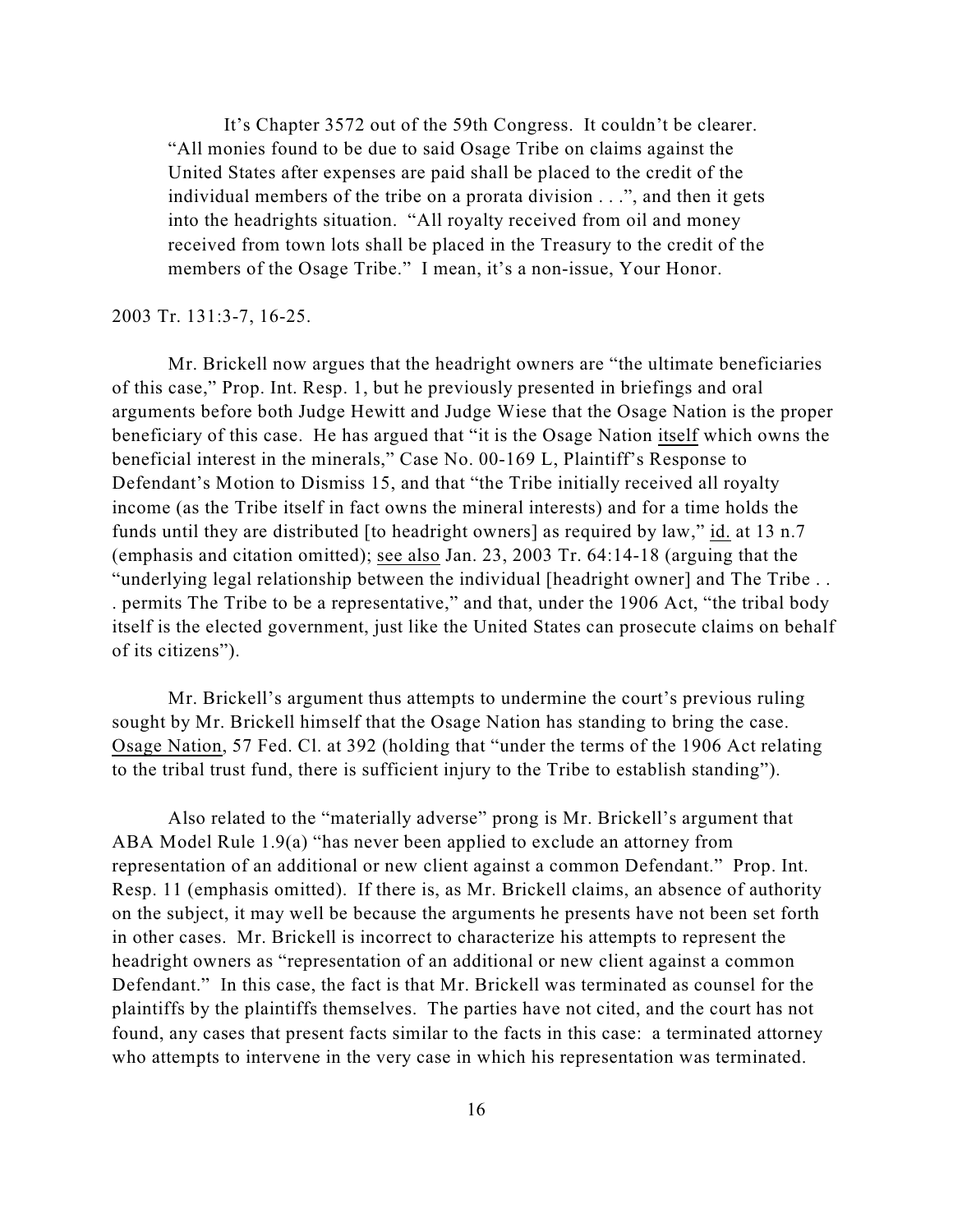> It's Chapter 3572 out of the 59th Congress. It couldn't be clearer. "All monies found to be due to said Osage Tribe on claims against the United States after expenses are paid shall be placed to the credit of the individual members of the tribe on a prorata division . . .", and then it gets into the headrights situation. "All royalty received from oil and money received from town lots shall be placed in the Treasury to the credit of the members of the Osage Tribe." I mean, it's a non-issue, Your Honor.

2003 Tr. 131:3-7, 16-25.

Mr. Brickell now argues that the headright owners are "the ultimate beneficiaries of this case," Prop. Int. Resp. 1, but he previously presented in briefings and oral arguments before both Judge Hewitt and Judge Wiese that the Osage Nation is the proper beneficiary of this case. He has argued that "it is the Osage Nation itself which owns the beneficial interest in the minerals," Case No. 00-169 L, Plaintiff's Response to Defendant's Motion to Dismiss 15, and that "the Tribe initially received all royalty income (as the Tribe itself in fact owns the mineral interests) and for a time holds the funds until they are distributed [to headright owners] as required by law," id. at 13 n.7 (emphasis and citation omitted); see also Jan. 23, 2003 Tr. 64:14-18 (arguing that the "underlying legal relationship between the individual [headright owner] and The Tribe . . . permits The Tribe to be a representative," and that, under the 1906 Act, "the tribal body itself is the elected government, just like the United States can prosecute claims on behalf of its citizens").

Mr. Brickell's argument thus attempts to undermine the court's previous ruling sought by Mr. Brickell himself that the Osage Nation has standing to bring the case. Osage Nation, 57 Fed. Cl. at 392 (holding that "under the terms of the 1906 Act relating to the tribal trust fund, there is sufficient injury to the Tribe to establish standing").

Also related to the "materially adverse" prong is Mr. Brickell's argument that ABA Model Rule 1.9(a) "has never been applied to exclude an attorney from representation of an additional or new client against a common Defendant." Prop. Int. Resp. 11 (emphasis omitted). If there is, as Mr. Brickell claims, an absence of authority on the subject, it may well be because the arguments he presents have not been set forth in other cases. Mr. Brickell is incorrect to characterize his attempts to represent the headright owners as "representation of an additional or new client against a common Defendant." In this case, the fact is that Mr. Brickell was terminated as counsel for the plaintiffs by the plaintiffs themselves. The parties have not cited, and the court has not found, any cases that present facts similar to the facts in this case: a terminated attorney who attempts to intervene in the very case in which his representation was terminated.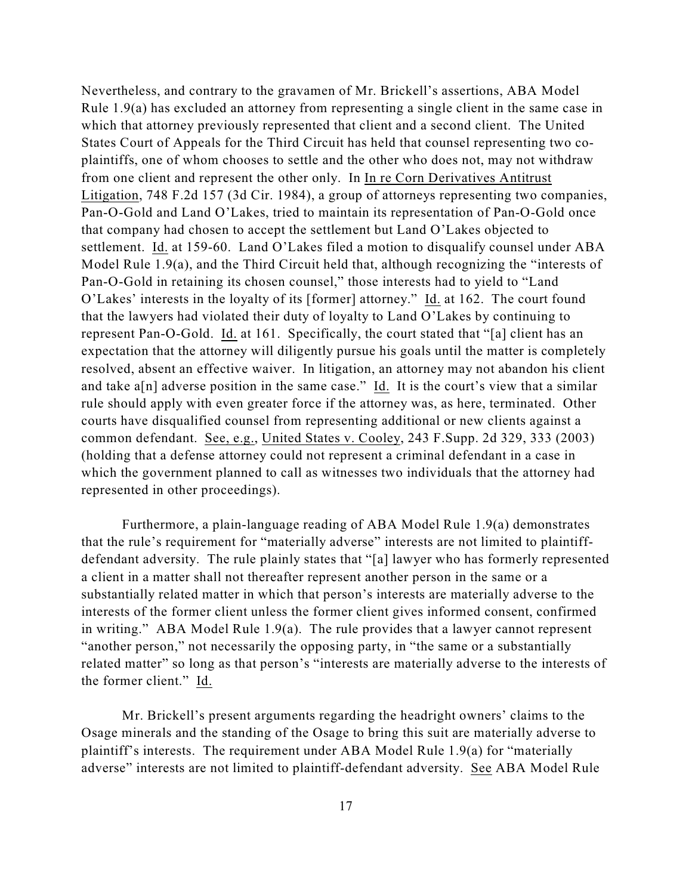Nevertheless, and contrary to the gravamen of Mr. Brickell's assertions, ABA Model Rule 1.9(a) has excluded an attorney from representing a single client in the same case in which that attorney previously represented that client and a second client. The United States Court of Appeals for the Third Circuit has held that counsel representing two co-plaintiffs, one of whom chooses to settle and the other who does not, may not withdraw from one client and represent the other only. In <u>In re Corn Derivatives Antitrust Litigation</u>, 748 F.2d 157 (3d Cir. 1984), a group of attorneys representing two companies, Pan-O-Gold and Land O'Lakes, tried to maintain its representation of Pan-O-Gold once that company had chosen to accept the settlement but Land O'Lakes objected to settlement. <u>Id.</u> at 159-60. Land O'Lakes filed a motion to disqualify counsel under ABA Model Rule 1.9(a), and the Third Circuit held that, although recognizing the "interests of Pan-O-Gold in retaining its chosen counsel," those interests had to yield to "Land O'Lakes' interests in the loyalty of its [former] attorney." <u>Id.</u> at 162. The court found that the lawyers had violated their duty of loyalty to Land O'Lakes by continuing to represent Pan-O-Gold. <u>Id.</u> at 161. Specifically, the court stated that "[a] client has an expectation that the attorney will diligently pursue his goals until the matter is completely resolved, absent an effective waiver. In litigation, an attorney may not abandon his client and take a[n] adverse position in the same case." <u>Id.</u> It is the court's view that a similar rule should apply with even greater force if the attorney was, as here, terminated. Other courts have disqualified counsel from representing additional or new clients against a common defendant. <u>See, e.g.</u>, <u>United States v. Cooley</u>, 243 F.Supp. 2d 329, 333 (2003) (holding that a defense attorney could not represent a criminal defendant in a case in which the government planned to call as witnesses two individuals that the attorney had represented in other proceedings).

Furthermore, a plain-language reading of ABA Model Rule 1.9(a) demonstrates that the rule's requirement for "materially adverse" interests are not limited to plaintiff-defendant adversity. The rule plainly states that "[a] lawyer who has formerly represented a client in a matter shall not thereafter represent another person in the same or a substantially related matter in which that person's interests are materially adverse to the interests of the former client unless the former client gives informed consent, confirmed in writing." ABA Model Rule 1.9(a). The rule provides that a lawyer cannot represent "another person," not necessarily the opposing party, in "the same or a substantially related matter" so long as that person's "interests are materially adverse to the interests of the former client." <u>Id.</u>

Mr. Brickell's present arguments regarding the headright owners' claims to the Osage minerals and the standing of the Osage to bring this suit are materially adverse to plaintiff's interests. The requirement under ABA Model Rule 1.9(a) for "materially adverse" interests are not limited to plaintiff-defendant adversity. <u>See</u> ABA Model Rule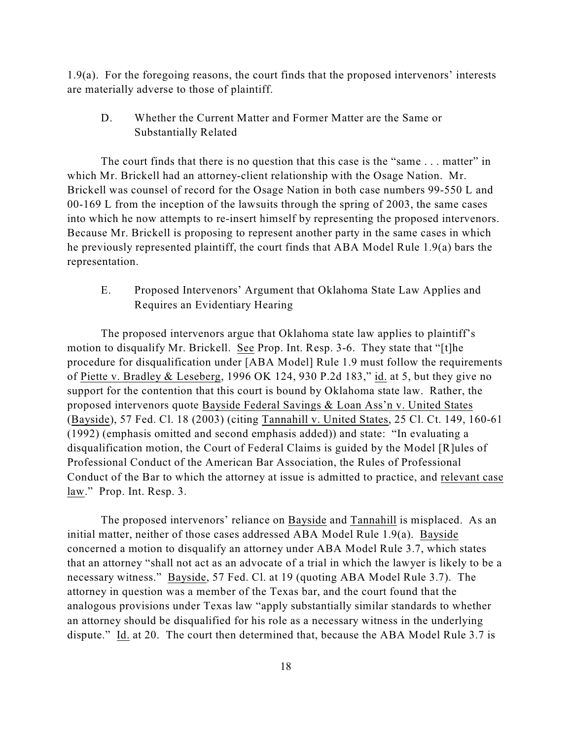1.9(a). For the foregoing reasons, the court finds that the proposed intervenors' interests are materially adverse to those of plaintiff.

### D. Whether the Current Matter and Former Matter are the Same or Substantially Related

The court finds that there is no question that this case is the "same . . . matter" in which Mr. Brickell had an attorney-client relationship with the Osage Nation. Mr. Brickell was counsel of record for the Osage Nation in both case numbers 99-550 L and 00-169 L from the inception of the lawsuits through the spring of 2003, the same cases into which he now attempts to re-insert himself by representing the proposed intervenors. Because Mr. Brickell is proposing to represent another party in the same cases in which he previously represented plaintiff, the court finds that ABA Model Rule 1.9(a) bars the representation.

### E. Proposed Intervenors' Argument that Oklahoma State Law Applies and Requires an Evidentiary Hearing

The proposed intervenors argue that Oklahoma state law applies to plaintiff's motion to disqualify Mr. Brickell. See Prop. Int. Resp. 3-6. They state that "[t]he procedure for disqualification under [ABA Model] Rule 1.9 must follow the requirements of Piette v. Bradley & Leseberg, 1996 OK 124, 930 P.2d 183," id. at 5, but they give no support for the contention that this court is bound by Oklahoma state law. Rather, the proposed intervenors quote Bayside Federal Savings & Loan Ass'n v. United States (Bayside), 57 Fed. Cl. 18 (2003) (citing Tannahill v. United States, 25 Cl. Ct. 149, 160-61 (1992) (emphasis omitted and second emphasis added)) and state: "In evaluating a disqualification motion, the Court of Federal Claims is guided by the Model [R]ules of Professional Conduct of the American Bar Association, the Rules of Professional Conduct of the Bar to which the attorney at issue is admitted to practice, and relevant case law." Prop. Int. Resp. 3.

The proposed intervenors' reliance on Bayside and Tannahill is misplaced. As an initial matter, neither of those cases addressed ABA Model Rule 1.9(a). Bayside concerned a motion to disqualify an attorney under ABA Model Rule 3.7, which states that an attorney "shall not act as an advocate of a trial in which the lawyer is likely to be a necessary witness." Bayside, 57 Fed. Cl. at 19 (quoting ABA Model Rule 3.7). The attorney in question was a member of the Texas bar, and the court found that the analogous provisions under Texas law "apply substantially similar standards to whether an attorney should be disqualified for his role as a necessary witness in the underlying dispute." Id. at 20. The court then determined that, because the ABA Model Rule 3.7 is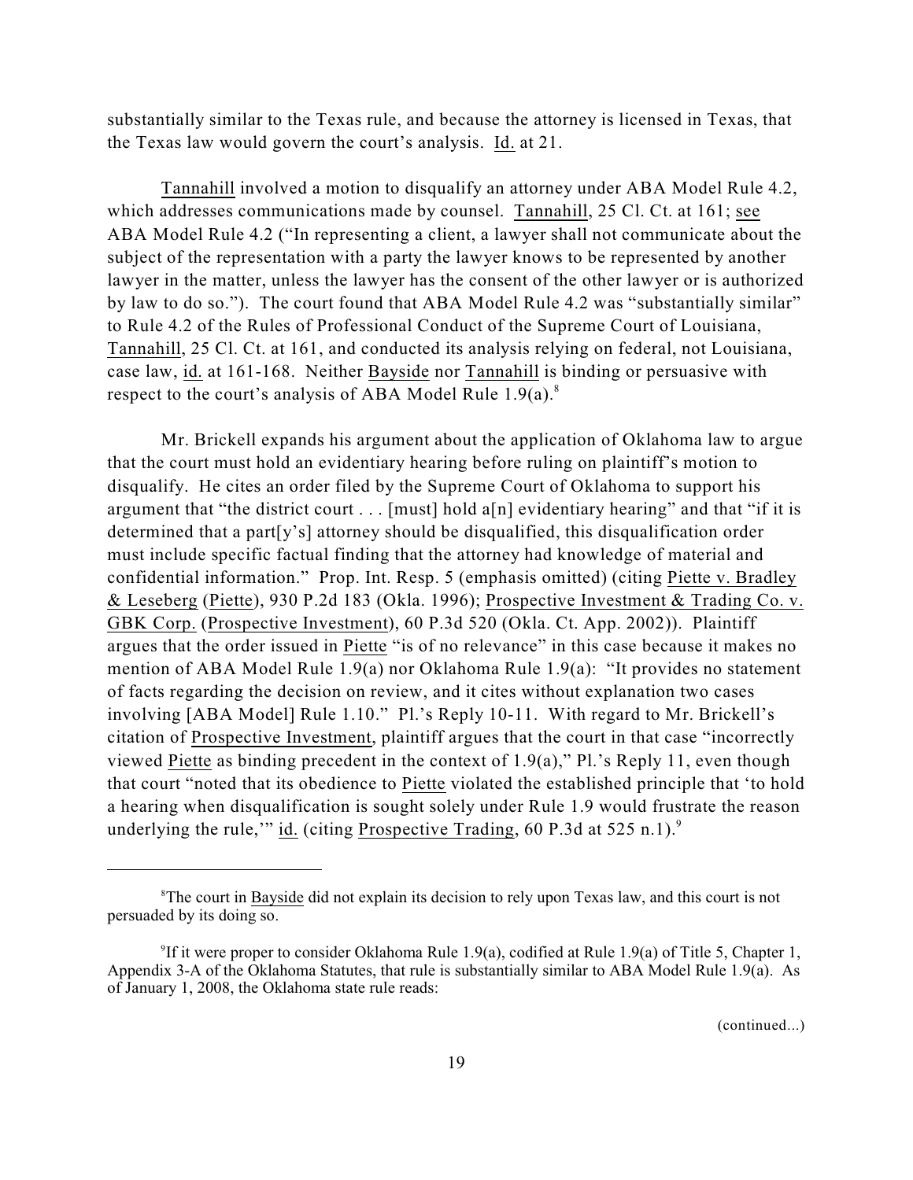substantially similar to the Texas rule, and because the attorney is licensed in Texas, that the Texas law would govern the court's analysis. Id. at 21.

Tannahill involved a motion to disqualify an attorney under ABA Model Rule 4.2, which addresses communications made by counsel. Tannahill, 25 Cl. Ct. at 161; see ABA Model Rule 4.2 ("In representing a client, a lawyer shall not communicate about the subject of the representation with a party the lawyer knows to be represented by another lawyer in the matter, unless the lawyer has the consent of the other lawyer or is authorized by law to do so."). The court found that ABA Model Rule 4.2 was "substantially similar" to Rule 4.2 of the Rules of Professional Conduct of the Supreme Court of Louisiana, Tannahill, 25 Cl. Ct. at 161, and conducted its analysis relying on federal, not Louisiana, case law, id. at 161-168. Neither Bayside nor Tannahill is binding or persuasive with respect to the court's analysis of ABA Model Rule 1.9(a).[8]

Mr. Brickell expands his argument about the application of Oklahoma law to argue that the court must hold an evidentiary hearing before ruling on plaintiff's motion to disqualify. He cites an order filed by the Supreme Court of Oklahoma to support his argument that "the district court . . . [must] hold a[n] evidentiary hearing" and that "if it is determined that a part[y's] attorney should be disqualified, this disqualification order must include specific factual finding that the attorney had knowledge of material and confidential information." Prop. Int. Resp. 5 (emphasis omitted) (citing Piette v. Bradley & Leseberg (Piette), 930 P.2d 183 (Okla. 1996); Prospective Investment & Trading Co. v. GBK Corp. (Prospective Investment), 60 P.3d 520 (Okla. Ct. App. 2002)). Plaintiff argues that the order issued in Piette "is of no relevance" in this case because it makes no mention of ABA Model Rule 1.9(a) nor Oklahoma Rule 1.9(a): "It provides no statement of facts regarding the decision on review, and it cites without explanation two cases involving [ABA Model] Rule 1.10." Pl.'s Reply 10-11. With regard to Mr. Brickell's citation of Prospective Investment, plaintiff argues that the court in that case "incorrectly viewed Piette as binding precedent in the context of 1.9(a)," Pl.'s Reply 11, even though that court "noted that its obedience to Piette violated the established principle that 'to hold a hearing when disqualification is sought solely under Rule 1.9 would frustrate the reason underlying the rule,'" id. (citing Prospective Trading, 60 P.3d at 525 n.1).[9]

---

[8]The court in Bayside did not explain its decision to rely upon Texas law, and this court is not persuaded by its doing so.

[9]If it were proper to consider Oklahoma Rule 1.9(a), codified at Rule 1.9(a) of Title 5, Chapter 1, Appendix 3-A of the Oklahoma Statutes, that rule is substantially similar to ABA Model Rule 1.9(a). As of January 1, 2008, the Oklahoma state rule reads:

(continued...)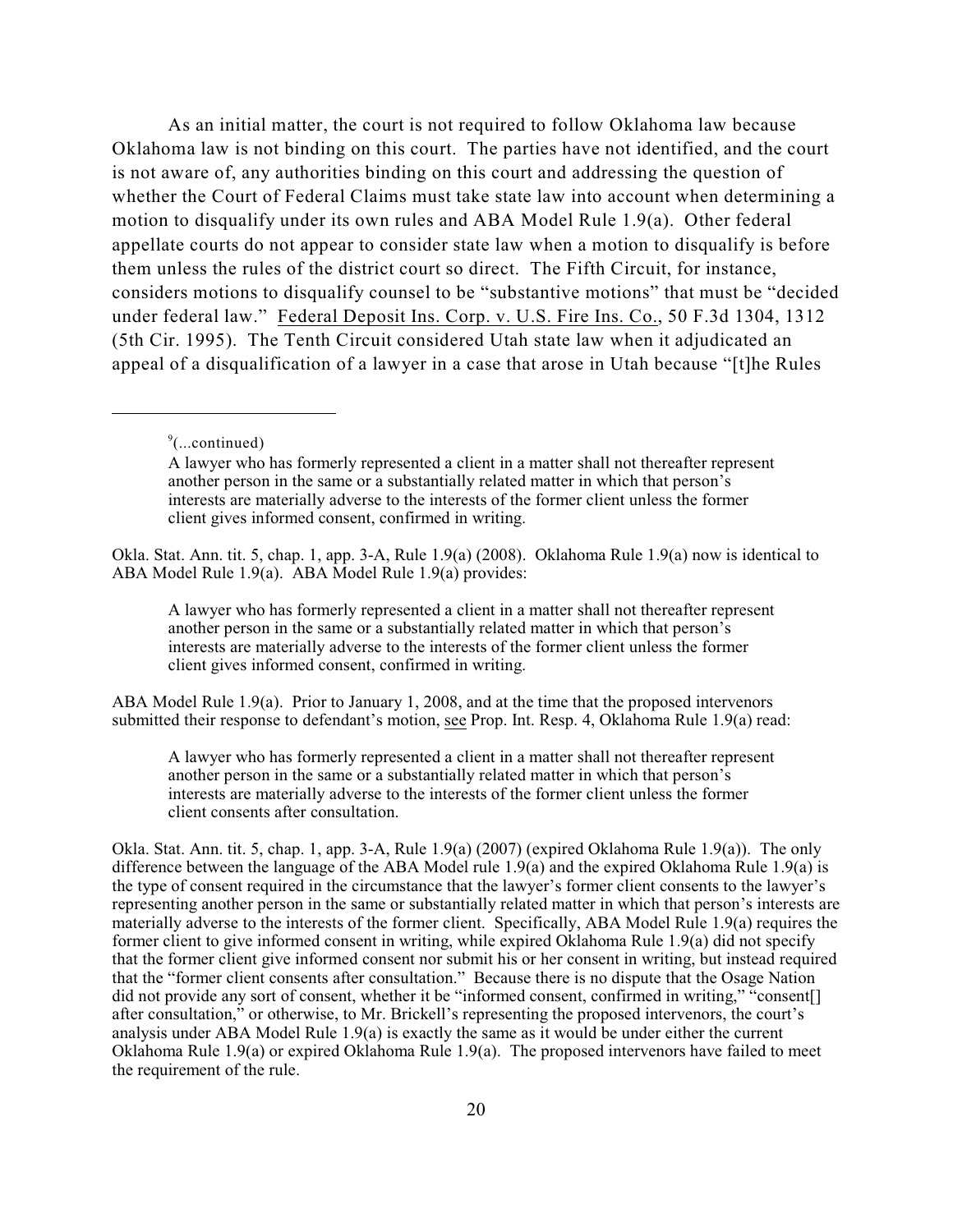As an initial matter, the court is not required to follow Oklahoma law because Oklahoma law is not binding on this court. The parties have not identified, and the court is not aware of, any authorities binding on this court and addressing the question of whether the Court of Federal Claims must take state law into account when determining a motion to disqualify under its own rules and ABA Model Rule 1.9(a). Other federal appellate courts do not appear to consider state law when a motion to disqualify is before them unless the rules of the district court so direct. The Fifth Circuit, for instance, considers motions to disqualify counsel to be "substantive motions" that must be "decided under federal law." Federal Deposit Ins. Corp. v. U.S. Fire Ins. Co., 50 F.3d 1304, 1312 (5th Cir. 1995). The Tenth Circuit considered Utah state law when it adjudicated an appeal of a disqualification of a lawyer in a case that arose in Utah because "[t]he Rules

---

[9](...continued)

> A lawyer who has formerly represented a client in a matter shall not thereafter represent another person in the same or a substantially related matter in which that person's interests are materially adverse to the interests of the former client unless the former client gives informed consent, confirmed in writing.

Okla. Stat. Ann. tit. 5, chap. 1, app. 3-A, Rule 1.9(a) (2008). Oklahoma Rule 1.9(a) now is identical to ABA Model Rule 1.9(a). ABA Model Rule 1.9(a) provides:

> A lawyer who has formerly represented a client in a matter shall not thereafter represent another person in the same or a substantially related matter in which that person's interests are materially adverse to the interests of the former client unless the former client gives informed consent, confirmed in writing.

ABA Model Rule 1.9(a). Prior to January 1, 2008, and at the time that the proposed intervenors submitted their response to defendant's motion, see Prop. Int. Resp. 4, Oklahoma Rule 1.9(a) read:

> A lawyer who has formerly represented a client in a matter shall not thereafter represent another person in the same or a substantially related matter in which that person's interests are materially adverse to the interests of the former client unless the former client consents after consultation.

Okla. Stat. Ann. tit. 5, chap. 1, app. 3-A, Rule 1.9(a) (2007) (expired Oklahoma Rule 1.9(a)). The only difference between the language of the ABA Model rule 1.9(a) and the expired Oklahoma Rule 1.9(a) is the type of consent required in the circumstance that the lawyer's former client consents to the lawyer's representing another person in the same or substantially related matter in which that person's interests are materially adverse to the interests of the former client. Specifically, ABA Model Rule 1.9(a) requires the former client to give informed consent in writing, while expired Oklahoma Rule 1.9(a) did not specify that the former client give informed consent nor submit his or her consent in writing, but instead required that the "former client consents after consultation." Because there is no dispute that the Osage Nation did not provide any sort of consent, whether it be "informed consent, confirmed in writing," "consent[] after consultation," or otherwise, to Mr. Brickell's representing the proposed intervenors, the court's analysis under ABA Model Rule 1.9(a) is exactly the same as it would be under either the current Oklahoma Rule 1.9(a) or expired Oklahoma Rule 1.9(a). The proposed intervenors have failed to meet the requirement of the rule.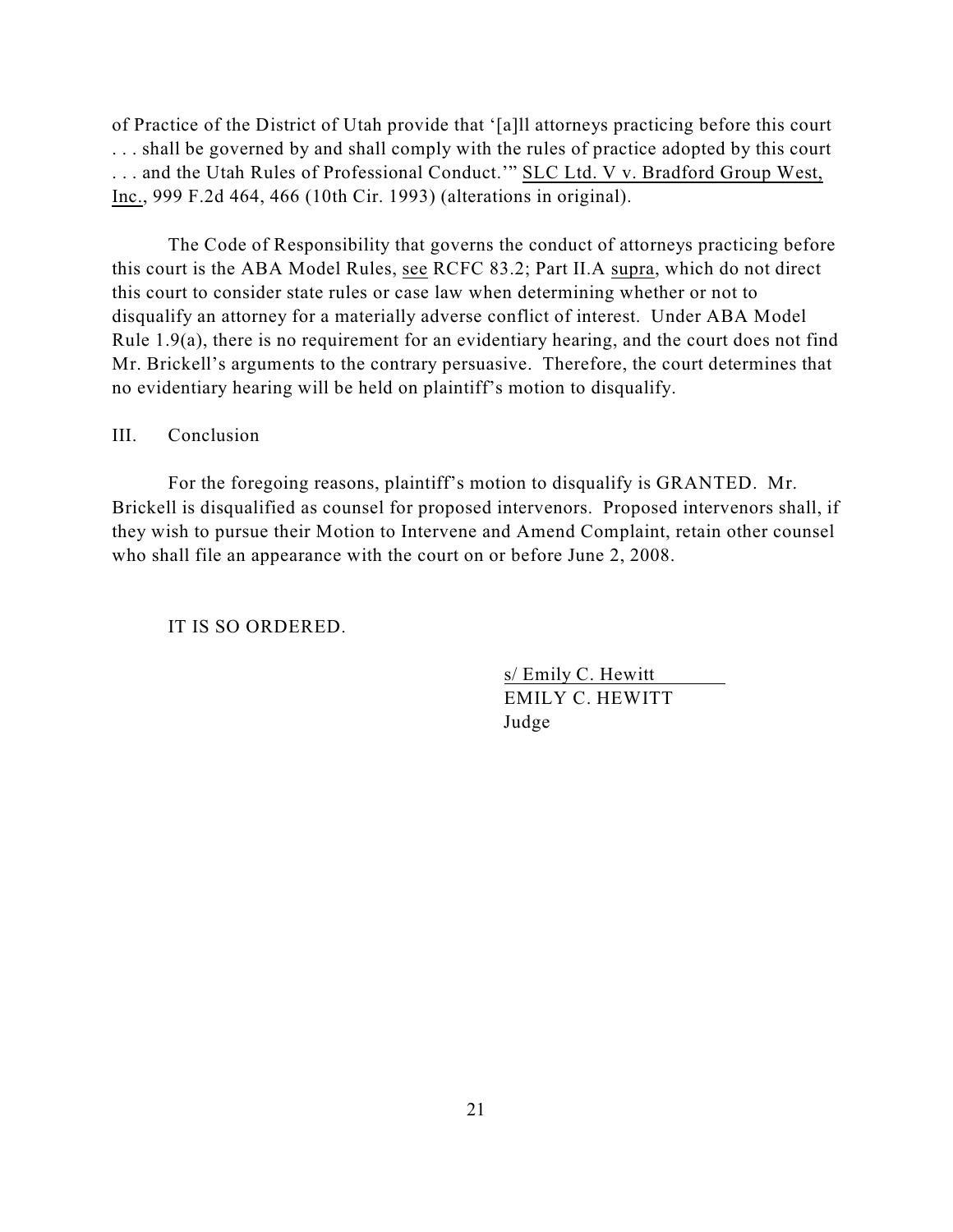of Practice of the District of Utah provide that '[a]ll attorneys practicing before this court . . . shall be governed by and shall comply with the rules of practice adopted by this court . . . and the Utah Rules of Professional Conduct.'" SLC Ltd. V v. Bradford Group West, Inc., 999 F.2d 464, 466 (10th Cir. 1993) (alterations in original).

The Code of Responsibility that governs the conduct of attorneys practicing before this court is the ABA Model Rules, see RCFC 83.2; Part II.A supra, which do not direct this court to consider state rules or case law when determining whether or not to disqualify an attorney for a materially adverse conflict of interest. Under ABA Model Rule 1.9(a), there is no requirement for an evidentiary hearing, and the court does not find Mr. Brickell's arguments to the contrary persuasive. Therefore, the court determines that no evidentiary hearing will be held on plaintiff's motion to disqualify.

## III. Conclusion

For the foregoing reasons, plaintiff's motion to disqualify is GRANTED. Mr. Brickell is disqualified as counsel for proposed intervenors. Proposed intervenors shall, if they wish to pursue their Motion to Intervene and Amend Complaint, retain other counsel who shall file an appearance with the court on or before June 2, 2008.

IT IS SO ORDERED.

s/ Emily C. Hewitt
EMILY C. HEWITT
Judge